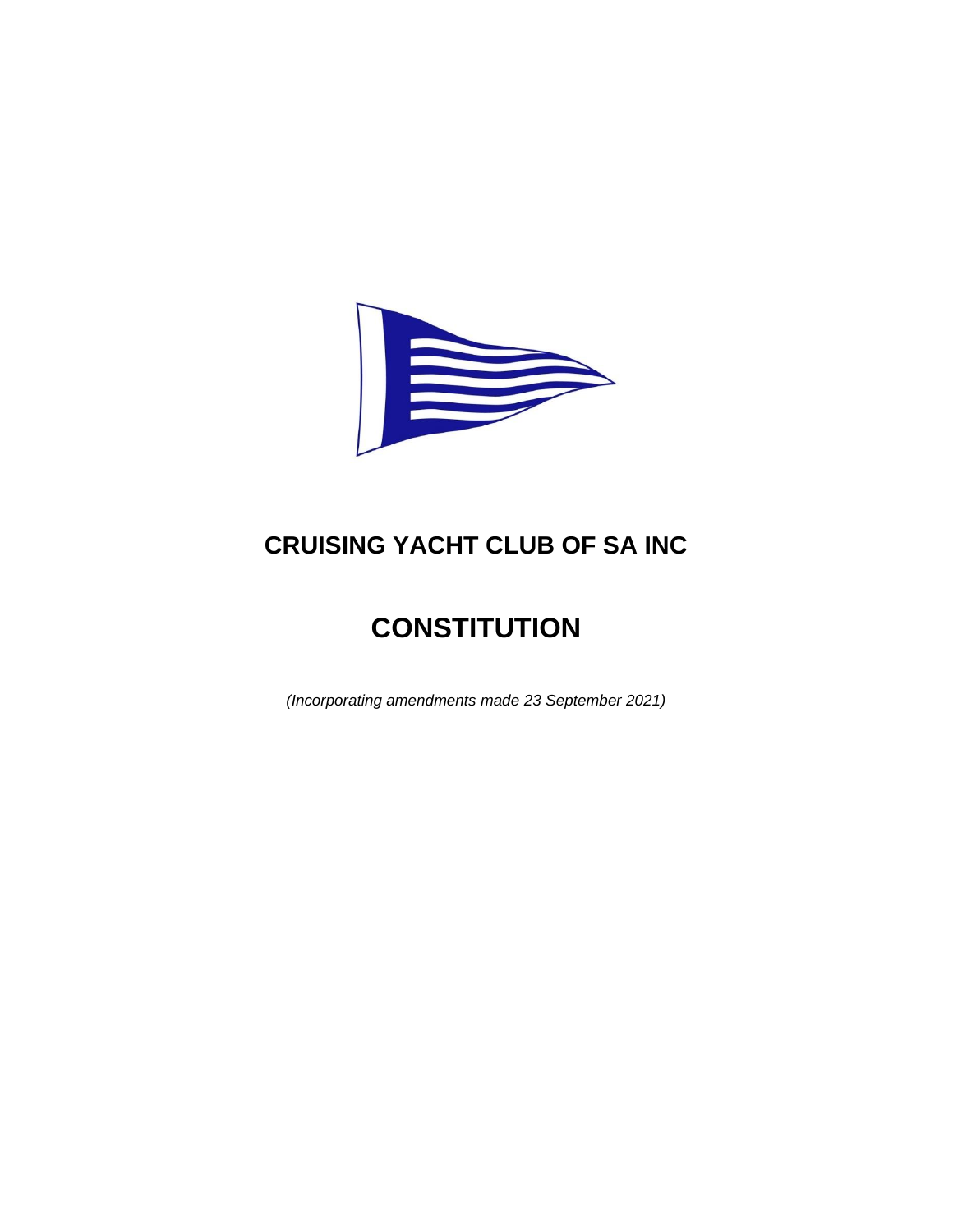# CRUISING YACHT CLUB OF SA INC

# CONSTITUTION

*(Incorporating amendments made 23 September 2021)*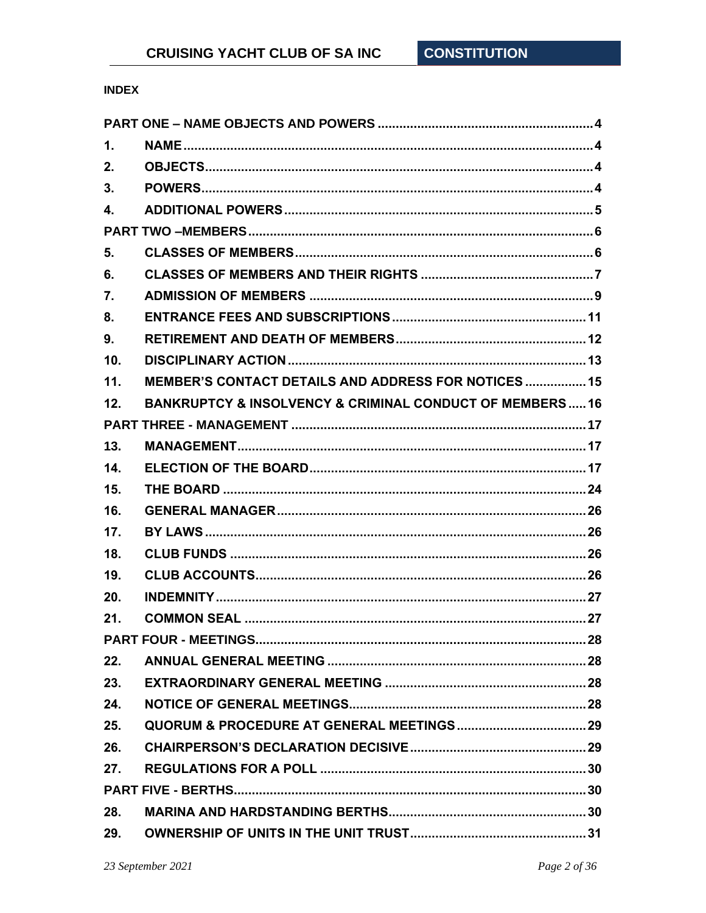**INDEX**

| | | |
|---|---|---|
| PART ONE – NAME OBJECTS AND POWERS | | 4 |
| 1. | NAME | 4 |
| 2. | OBJECTS | 4 |
| 3. | POWERS | 4 |
| 4. | ADDITIONAL POWERS | 5 |
| PART TWO –MEMBERS | | 6 |
| 5. | CLASSES OF MEMBERS | 6 |
| 6. | CLASSES OF MEMBERS AND THEIR RIGHTS | 7 |
| 7. | ADMISSION OF MEMBERS | 9 |
| 8. | ENTRANCE FEES AND SUBSCRIPTIONS | 11 |
| 9. | RETIREMENT AND DEATH OF MEMBERS | 12 |
| 10. | DISCIPLINARY ACTION | 13 |
| 11. | MEMBER'S CONTACT DETAILS AND ADDRESS FOR NOTICES | 15 |
| 12. | BANKRUPTCY & INSOLVENCY & CRIMINAL CONDUCT OF MEMBERS | 16 |
| PART THREE - MANAGEMENT | | 17 |
| 13. | MANAGEMENT | 17 |
| 14. | ELECTION OF THE BOARD | 17 |
| 15. | THE BOARD | 24 |
| 16. | GENERAL MANAGER | 26 |
| 17. | BY LAWS | 26 |
| 18. | CLUB FUNDS | 26 |
| 19. | CLUB ACCOUNTS | 26 |
| 20. | INDEMNITY | 27 |
| 21. | COMMON SEAL | 27 |
| PART FOUR - MEETINGS | | 28 |
| 22. | ANNUAL GENERAL MEETING | 28 |
| 23. | EXTRAORDINARY GENERAL MEETING | 28 |
| 24. | NOTICE OF GENERAL MEETINGS | 28 |
| 25. | QUORUM & PROCEDURE AT GENERAL MEETINGS | 29 |
| 26. | CHAIRPERSON'S DECLARATION DECISIVE | 29 |
| 27. | REGULATIONS FOR A POLL | 30 |
| PART FIVE - BERTHS | | 30 |
| 28. | MARINA AND HARDSTANDING BERTHS | 30 |
| 29. | OWNERSHIP OF UNITS IN THE UNIT TRUST | 31 |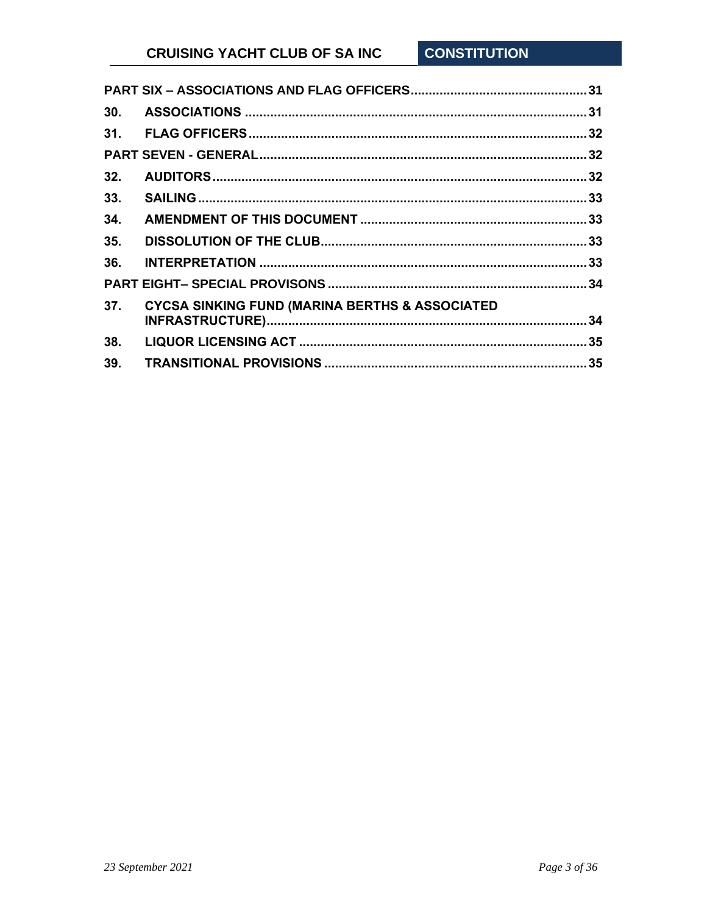**PART SIX – ASSOCIATIONS AND FLAG OFFICERS** .......... 31

**30. ASSOCIATIONS** .......... 31

**31. FLAG OFFICERS** .......... 32

**PART SEVEN - GENERAL** .......... 32

**32. AUDITORS** .......... 32

**33. SAILING** .......... 33

**34. AMENDMENT OF THIS DOCUMENT** .......... 33

**35. DISSOLUTION OF THE CLUB** .......... 33

**36. INTERPRETATION** .......... 33

**PART EIGHT– SPECIAL PROVISONS** .......... 34

**37. CYCSA SINKING FUND (MARINA BERTHS & ASSOCIATED INFRASTRUCTURE)** .......... 34

**38. LIQUOR LICENSING ACT** .......... 35

**39. TRANSITIONAL PROVISIONS** .......... 35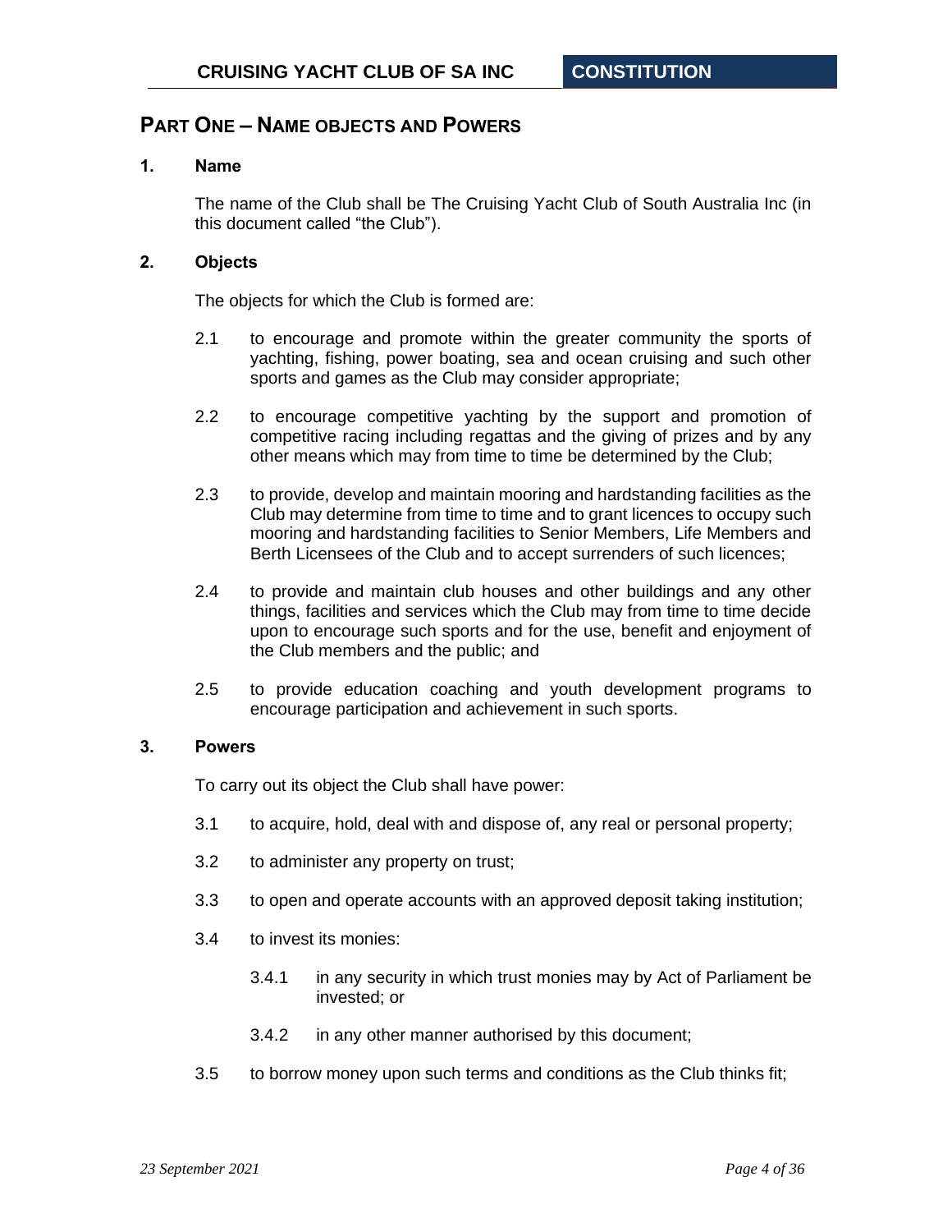# PART ONE – NAME OBJECTS AND POWERS

## 1. Name

The name of the Club shall be The Cruising Yacht Club of South Australia Inc (in this document called "the Club").

## 2. Objects

The objects for which the Club is formed are:

2.1 to encourage and promote within the greater community the sports of yachting, fishing, power boating, sea and ocean cruising and such other sports and games as the Club may consider appropriate;

2.2 to encourage competitive yachting by the support and promotion of competitive racing including regattas and the giving of prizes and by any other means which may from time to time be determined by the Club;

2.3 to provide, develop and maintain mooring and hardstanding facilities as the Club may determine from time to time and to grant licences to occupy such mooring and hardstanding facilities to Senior Members, Life Members and Berth Licensees of the Club and to accept surrenders of such licences;

2.4 to provide and maintain club houses and other buildings and any other things, facilities and services which the Club may from time to time decide upon to encourage such sports and for the use, benefit and enjoyment of the Club members and the public; and

2.5 to provide education coaching and youth development programs to encourage participation and achievement in such sports.

## 3. Powers

To carry out its object the Club shall have power:

3.1 to acquire, hold, deal with and dispose of, any real or personal property;

3.2 to administer any property on trust;

3.3 to open and operate accounts with an approved deposit taking institution;

3.4 to invest its monies:

3.4.1 in any security in which trust monies may by Act of Parliament be invested; or

3.4.2 in any other manner authorised by this document;

3.5 to borrow money upon such terms and conditions as the Club thinks fit;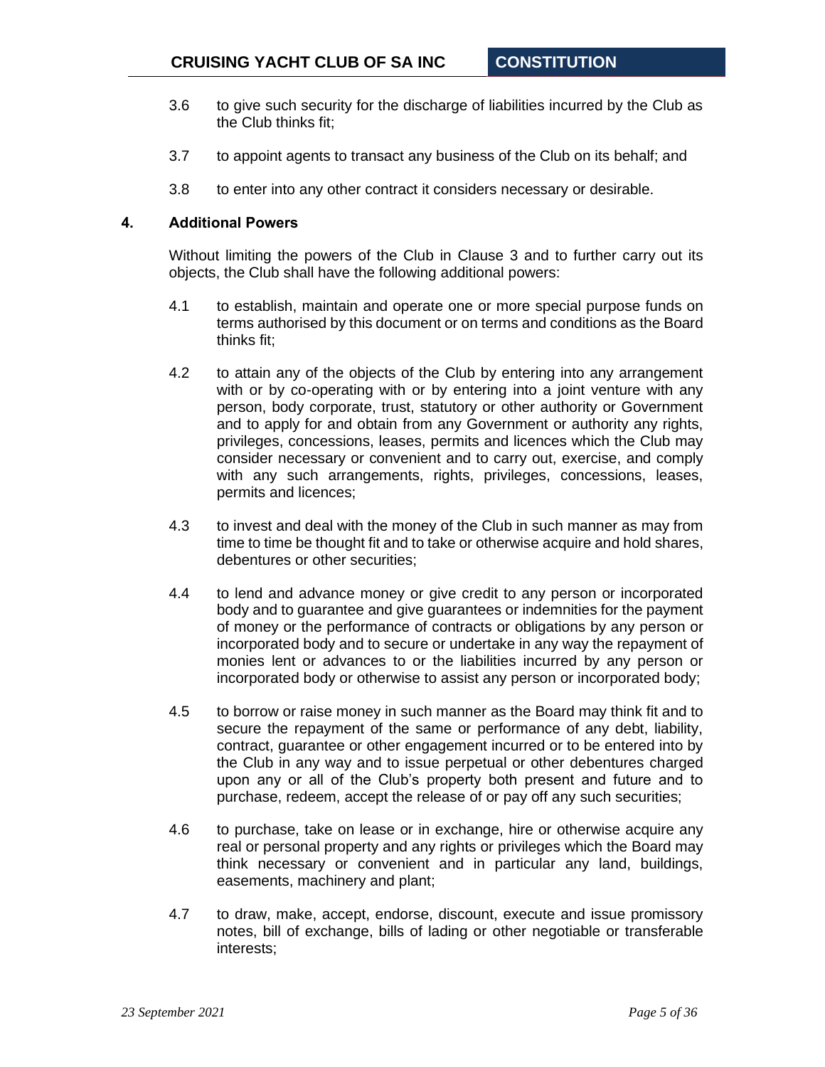3.6 to give such security for the discharge of liabilities incurred by the Club as the Club thinks fit;

3.7 to appoint agents to transact any business of the Club on its behalf; and

3.8 to enter into any other contract it considers necessary or desirable.

## 4. Additional Powers

Without limiting the powers of the Club in Clause 3 and to further carry out its objects, the Club shall have the following additional powers:

4.1 to establish, maintain and operate one or more special purpose funds on terms authorised by this document or on terms and conditions as the Board thinks fit;

4.2 to attain any of the objects of the Club by entering into any arrangement with or by co-operating with or by entering into a joint venture with any person, body corporate, trust, statutory or other authority or Government and to apply for and obtain from any Government or authority any rights, privileges, concessions, leases, permits and licences which the Club may consider necessary or convenient and to carry out, exercise, and comply with any such arrangements, rights, privileges, concessions, leases, permits and licences;

4.3 to invest and deal with the money of the Club in such manner as may from time to time be thought fit and to take or otherwise acquire and hold shares, debentures or other securities;

4.4 to lend and advance money or give credit to any person or incorporated body and to guarantee and give guarantees or indemnities for the payment of money or the performance of contracts or obligations by any person or incorporated body and to secure or undertake in any way the repayment of monies lent or advances to or the liabilities incurred by any person or incorporated body or otherwise to assist any person or incorporated body;

4.5 to borrow or raise money in such manner as the Board may think fit and to secure the repayment of the same or performance of any debt, liability, contract, guarantee or other engagement incurred or to be entered into by the Club in any way and to issue perpetual or other debentures charged upon any or all of the Club's property both present and future and to purchase, redeem, accept the release of or pay off any such securities;

4.6 to purchase, take on lease or in exchange, hire or otherwise acquire any real or personal property and any rights or privileges which the Board may think necessary or convenient and in particular any land, buildings, easements, machinery and plant;

4.7 to draw, make, accept, endorse, discount, execute and issue promissory notes, bill of exchange, bills of lading or other negotiable or transferable interests;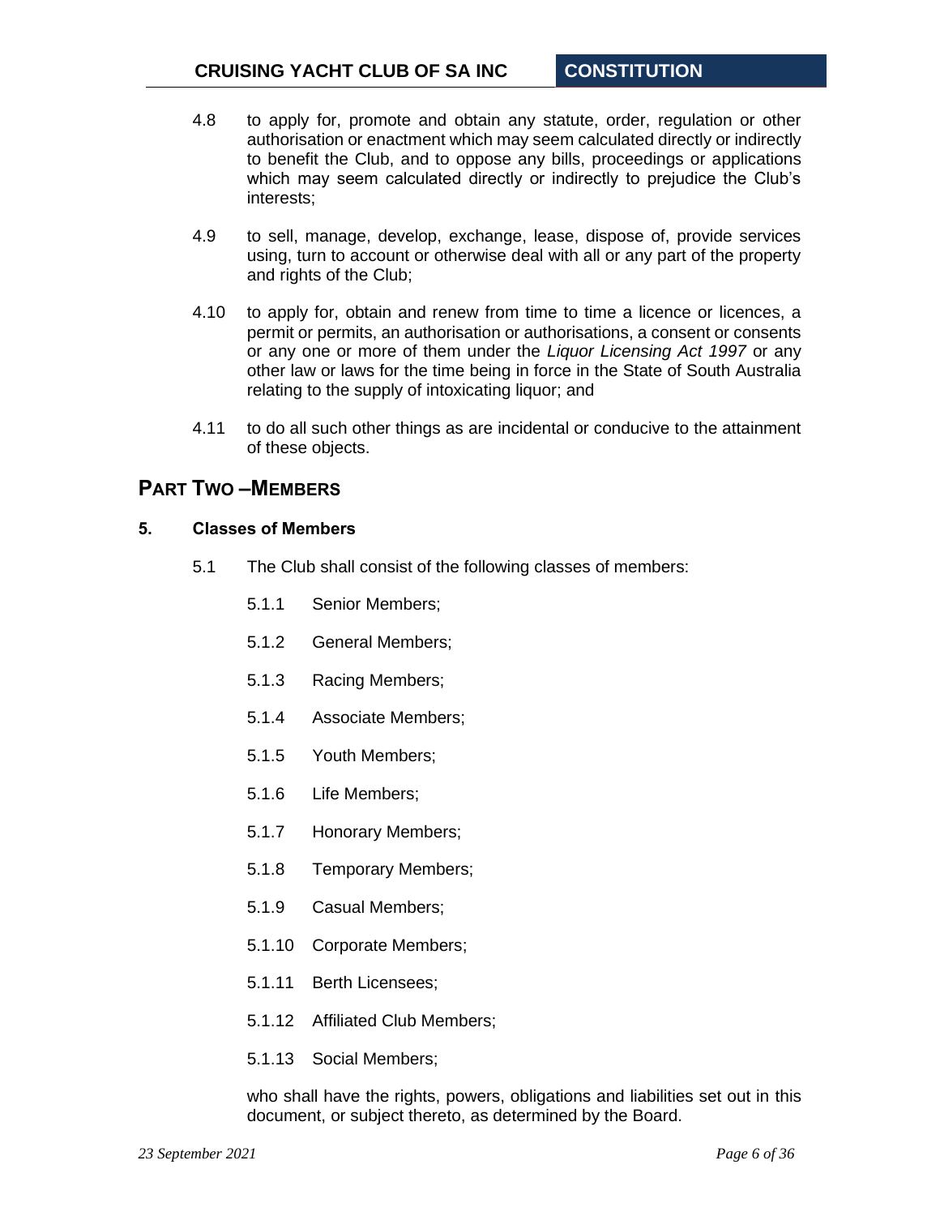4.8 to apply for, promote and obtain any statute, order, regulation or other authorisation or enactment which may seem calculated directly or indirectly to benefit the Club, and to oppose any bills, proceedings or applications which may seem calculated directly or indirectly to prejudice the Club's interests;

4.9 to sell, manage, develop, exchange, lease, dispose of, provide services using, turn to account or otherwise deal with all or any part of the property and rights of the Club;

4.10 to apply for, obtain and renew from time to time a licence or licences, a permit or permits, an authorisation or authorisations, a consent or consents or any one or more of them under the *Liquor Licensing Act 1997* or any other law or laws for the time being in force in the State of South Australia relating to the supply of intoxicating liquor; and

4.11 to do all such other things as are incidental or conducive to the attainment of these objects.

## PART TWO –MEMBERS

### 5. Classes of Members

5.1 The Club shall consist of the following classes of members:

5.1.1 Senior Members;

5.1.2 General Members;

5.1.3 Racing Members;

5.1.4 Associate Members;

5.1.5 Youth Members;

5.1.6 Life Members;

5.1.7 Honorary Members;

5.1.8 Temporary Members;

5.1.9 Casual Members;

5.1.10 Corporate Members;

5.1.11 Berth Licensees;

5.1.12 Affiliated Club Members;

5.1.13 Social Members;

who shall have the rights, powers, obligations and liabilities set out in this document, or subject thereto, as determined by the Board.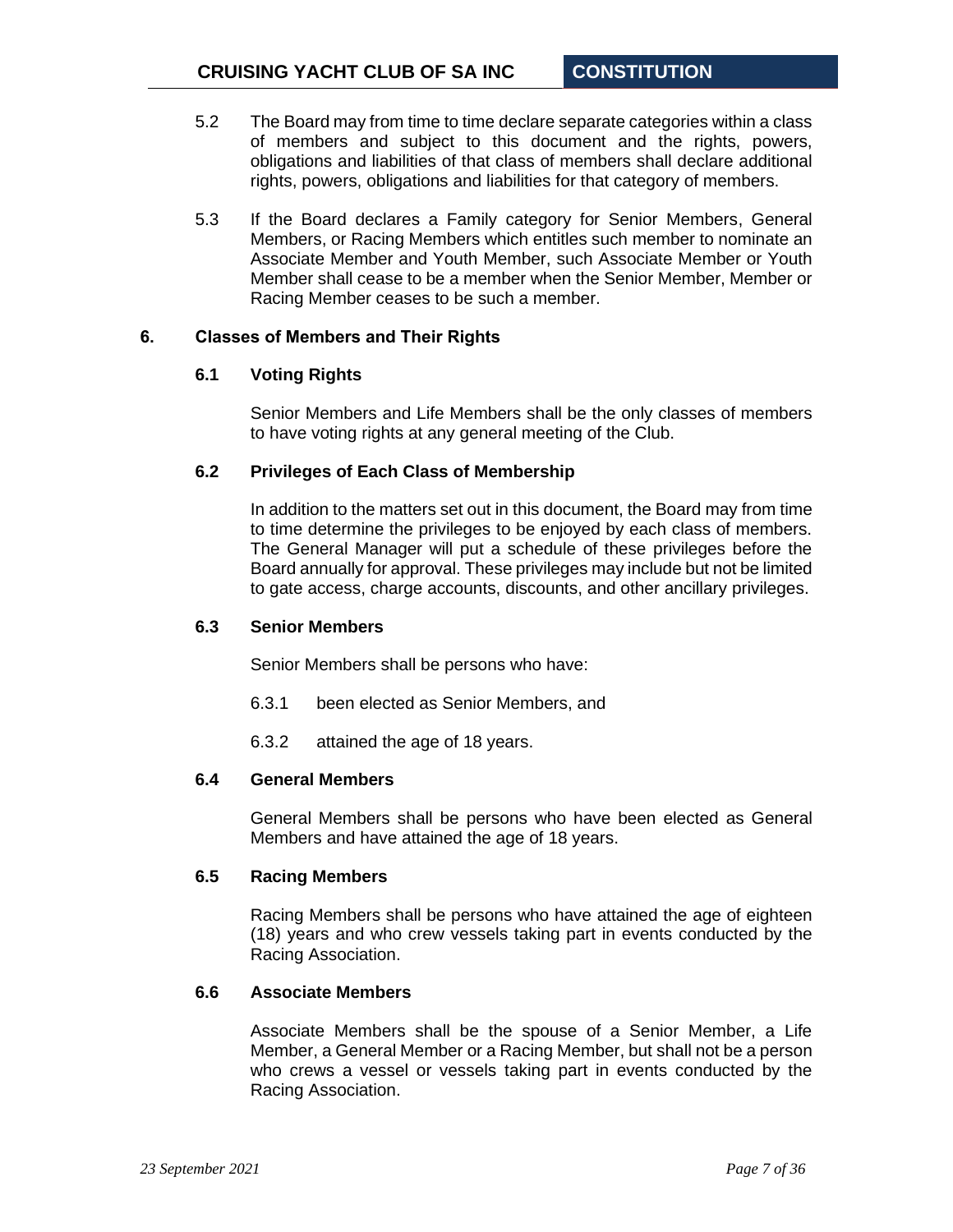5.2 The Board may from time to time declare separate categories within a class of members and subject to this document and the rights, powers, obligations and liabilities of that class of members shall declare additional rights, powers, obligations and liabilities for that category of members.

5.3 If the Board declares a Family category for Senior Members, General Members, or Racing Members which entitles such member to nominate an Associate Member and Youth Member, such Associate Member or Youth Member shall cease to be a member when the Senior Member, Member or Racing Member ceases to be such a member.

## 6. Classes of Members and Their Rights

### 6.1 Voting Rights

Senior Members and Life Members shall be the only classes of members to have voting rights at any general meeting of the Club.

### 6.2 Privileges of Each Class of Membership

In addition to the matters set out in this document, the Board may from time to time determine the privileges to be enjoyed by each class of members. The General Manager will put a schedule of these privileges before the Board annually for approval. These privileges may include but not be limited to gate access, charge accounts, discounts, and other ancillary privileges.

### 6.3 Senior Members

Senior Members shall be persons who have:

6.3.1 been elected as Senior Members, and

6.3.2 attained the age of 18 years.

### 6.4 General Members

General Members shall be persons who have been elected as General Members and have attained the age of 18 years.

### 6.5 Racing Members

Racing Members shall be persons who have attained the age of eighteen (18) years and who crew vessels taking part in events conducted by the Racing Association.

### 6.6 Associate Members

Associate Members shall be the spouse of a Senior Member, a Life Member, a General Member or a Racing Member, but shall not be a person who crews a vessel or vessels taking part in events conducted by the Racing Association.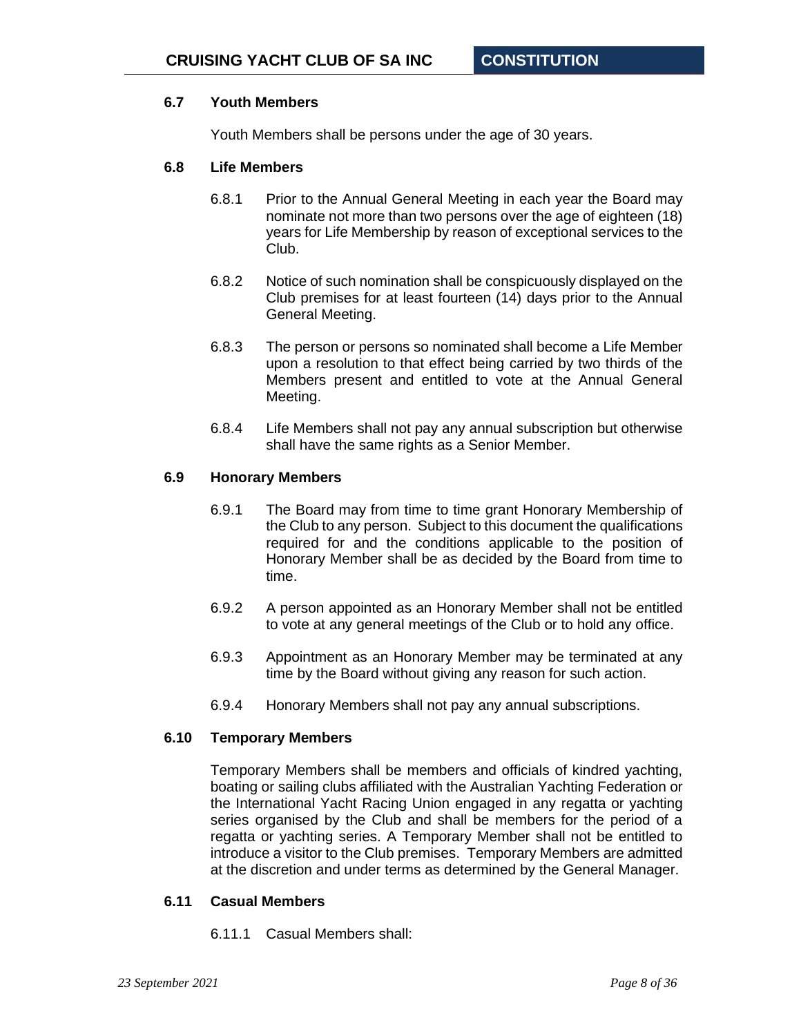### 6.7 Youth Members

Youth Members shall be persons under the age of 30 years.

### 6.8 Life Members

6.8.1 Prior to the Annual General Meeting in each year the Board may nominate not more than two persons over the age of eighteen (18) years for Life Membership by reason of exceptional services to the Club.

6.8.2 Notice of such nomination shall be conspicuously displayed on the Club premises for at least fourteen (14) days prior to the Annual General Meeting.

6.8.3 The person or persons so nominated shall become a Life Member upon a resolution to that effect being carried by two thirds of the Members present and entitled to vote at the Annual General Meeting.

6.8.4 Life Members shall not pay any annual subscription but otherwise shall have the same rights as a Senior Member.

### 6.9 Honorary Members

6.9.1 The Board may from time to time grant Honorary Membership of the Club to any person. Subject to this document the qualifications required for and the conditions applicable to the position of Honorary Member shall be as decided by the Board from time to time.

6.9.2 A person appointed as an Honorary Member shall not be entitled to vote at any general meetings of the Club or to hold any office.

6.9.3 Appointment as an Honorary Member may be terminated at any time by the Board without giving any reason for such action.

6.9.4 Honorary Members shall not pay any annual subscriptions.

### 6.10 Temporary Members

Temporary Members shall be members and officials of kindred yachting, boating or sailing clubs affiliated with the Australian Yachting Federation or the International Yacht Racing Union engaged in any regatta or yachting series organised by the Club and shall be members for the period of a regatta or yachting series. A Temporary Member shall not be entitled to introduce a visitor to the Club premises. Temporary Members are admitted at the discretion and under terms as determined by the General Manager.

### 6.11 Casual Members

6.11.1 Casual Members shall: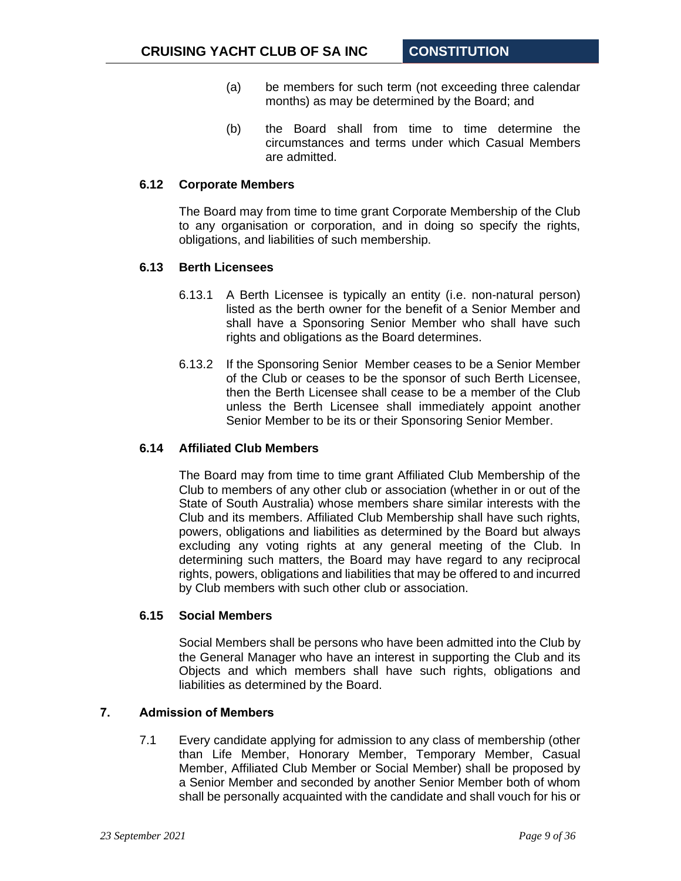(a) be members for such term (not exceeding three calendar months) as may be determined by the Board; and

(b) the Board shall from time to time determine the circumstances and terms under which Casual Members are admitted.

### 6.12 Corporate Members

The Board may from time to time grant Corporate Membership of the Club to any organisation or corporation, and in doing so specify the rights, obligations, and liabilities of such membership.

### 6.13 Berth Licensees

6.13.1 A Berth Licensee is typically an entity (i.e. non-natural person) listed as the berth owner for the benefit of a Senior Member and shall have a Sponsoring Senior Member who shall have such rights and obligations as the Board determines.

6.13.2 If the Sponsoring Senior Member ceases to be a Senior Member of the Club or ceases to be the sponsor of such Berth Licensee, then the Berth Licensee shall cease to be a member of the Club unless the Berth Licensee shall immediately appoint another Senior Member to be its or their Sponsoring Senior Member.

### 6.14 Affiliated Club Members

The Board may from time to time grant Affiliated Club Membership of the Club to members of any other club or association (whether in or out of the State of South Australia) whose members share similar interests with the Club and its members. Affiliated Club Membership shall have such rights, powers, obligations and liabilities as determined by the Board but always excluding any voting rights at any general meeting of the Club. In determining such matters, the Board may have regard to any reciprocal rights, powers, obligations and liabilities that may be offered to and incurred by Club members with such other club or association.

### 6.15 Social Members

Social Members shall be persons who have been admitted into the Club by the General Manager who have an interest in supporting the Club and its Objects and which members shall have such rights, obligations and liabilities as determined by the Board.

## 7. Admission of Members

7.1 Every candidate applying for admission to any class of membership (other than Life Member, Honorary Member, Temporary Member, Casual Member, Affiliated Club Member or Social Member) shall be proposed by a Senior Member and seconded by another Senior Member both of whom shall be personally acquainted with the candidate and shall vouch for his or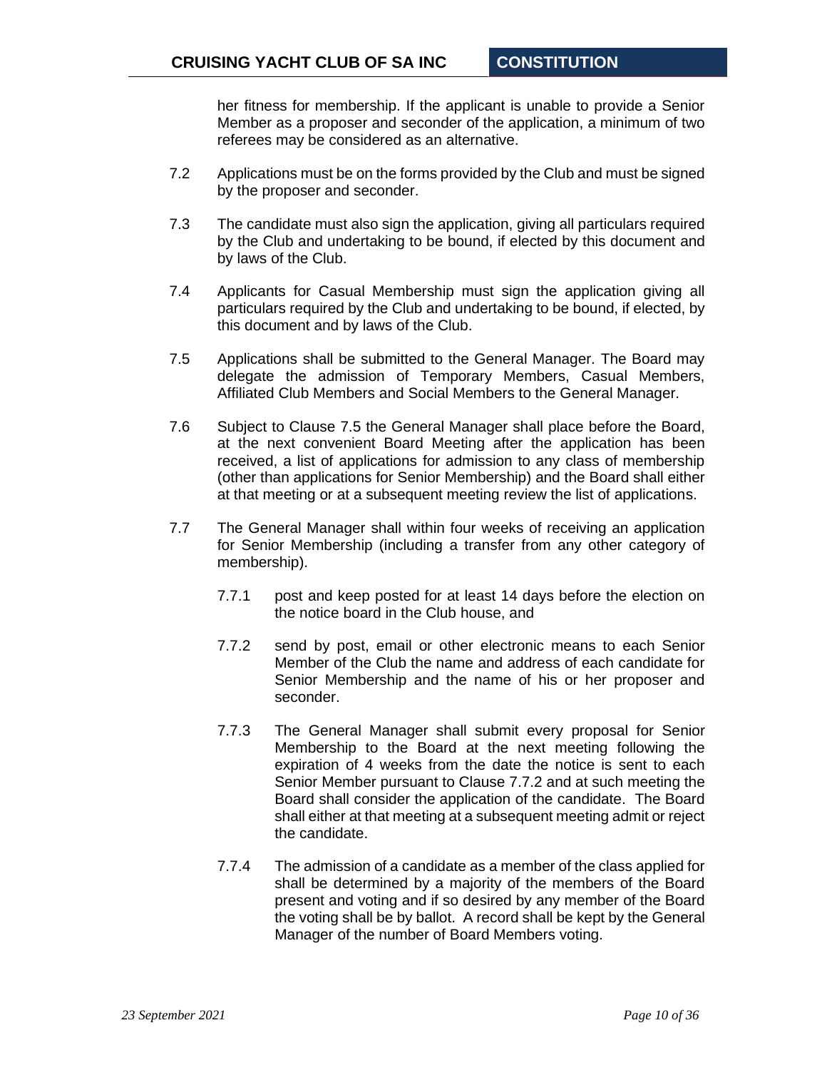her fitness for membership. If the applicant is unable to provide a Senior Member as a proposer and seconder of the application, a minimum of two referees may be considered as an alternative.

7.2 Applications must be on the forms provided by the Club and must be signed by the proposer and seconder.

7.3 The candidate must also sign the application, giving all particulars required by the Club and undertaking to be bound, if elected by this document and by laws of the Club.

7.4 Applicants for Casual Membership must sign the application giving all particulars required by the Club and undertaking to be bound, if elected, by this document and by laws of the Club.

7.5 Applications shall be submitted to the General Manager. The Board may delegate the admission of Temporary Members, Casual Members, Affiliated Club Members and Social Members to the General Manager.

7.6 Subject to Clause 7.5 the General Manager shall place before the Board, at the next convenient Board Meeting after the application has been received, a list of applications for admission to any class of membership (other than applications for Senior Membership) and the Board shall either at that meeting or at a subsequent meeting review the list of applications.

7.7 The General Manager shall within four weeks of receiving an application for Senior Membership (including a transfer from any other category of membership).

7.7.1 post and keep posted for at least 14 days before the election on the notice board in the Club house, and

7.7.2 send by post, email or other electronic means to each Senior Member of the Club the name and address of each candidate for Senior Membership and the name of his or her proposer and seconder.

7.7.3 The General Manager shall submit every proposal for Senior Membership to the Board at the next meeting following the expiration of 4 weeks from the date the notice is sent to each Senior Member pursuant to Clause 7.7.2 and at such meeting the Board shall consider the application of the candidate. The Board shall either at that meeting at a subsequent meeting admit or reject the candidate.

7.7.4 The admission of a candidate as a member of the class applied for shall be determined by a majority of the members of the Board present and voting and if so desired by any member of the Board the voting shall be by ballot. A record shall be kept by the General Manager of the number of Board Members voting.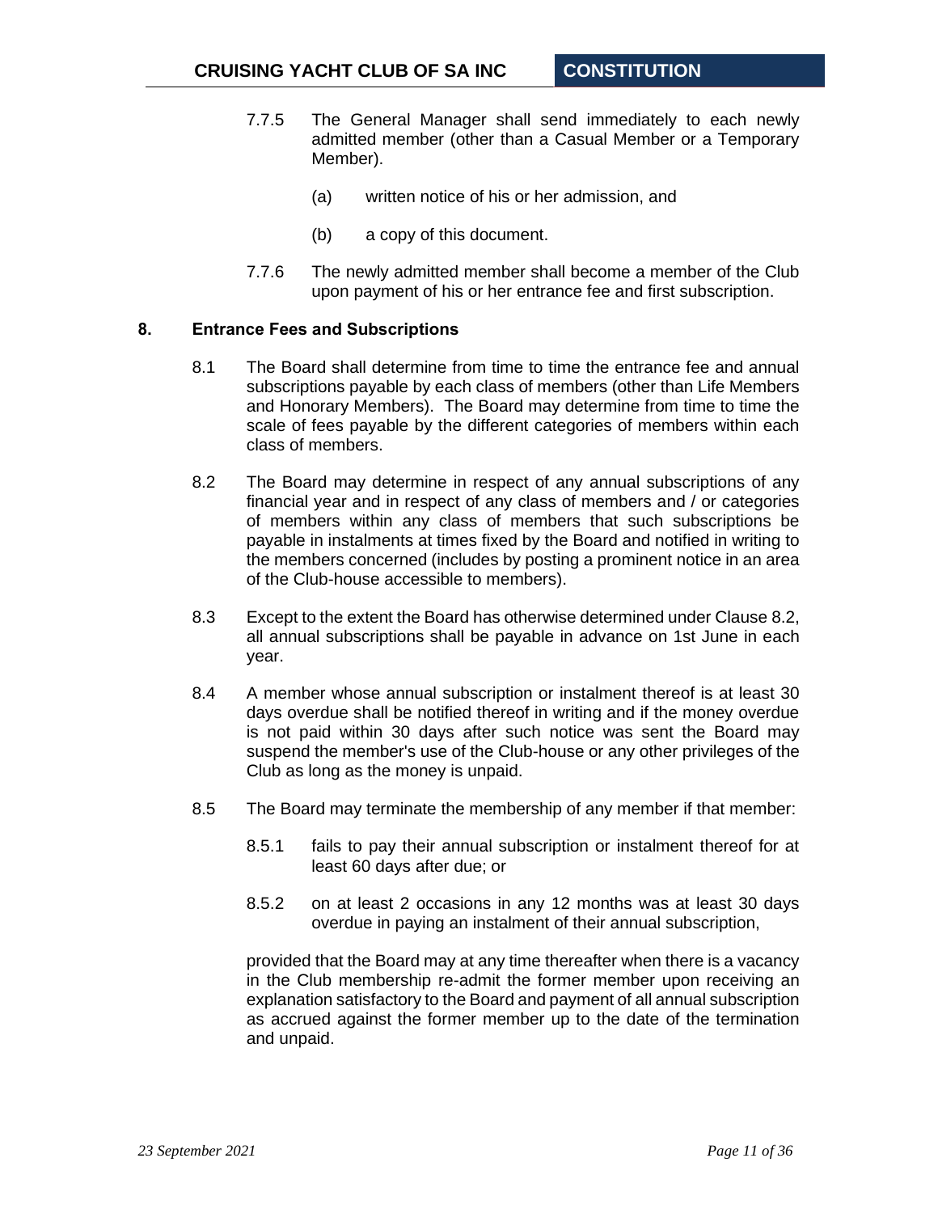7.7.5 The General Manager shall send immediately to each newly admitted member (other than a Casual Member or a Temporary Member).

(a) written notice of his or her admission, and

(b) a copy of this document.

7.7.6 The newly admitted member shall become a member of the Club upon payment of his or her entrance fee and first subscription.

## 8. Entrance Fees and Subscriptions

8.1 The Board shall determine from time to time the entrance fee and annual subscriptions payable by each class of members (other than Life Members and Honorary Members). The Board may determine from time to time the scale of fees payable by the different categories of members within each class of members.

8.2 The Board may determine in respect of any annual subscriptions of any financial year and in respect of any class of members and / or categories of members within any class of members that such subscriptions be payable in instalments at times fixed by the Board and notified in writing to the members concerned (includes by posting a prominent notice in an area of the Club-house accessible to members).

8.3 Except to the extent the Board has otherwise determined under Clause 8.2, all annual subscriptions shall be payable in advance on 1st June in each year.

8.4 A member whose annual subscription or instalment thereof is at least 30 days overdue shall be notified thereof in writing and if the money overdue is not paid within 30 days after such notice was sent the Board may suspend the member's use of the Club-house or any other privileges of the Club as long as the money is unpaid.

8.5 The Board may terminate the membership of any member if that member:

8.5.1 fails to pay their annual subscription or instalment thereof for at least 60 days after due; or

8.5.2 on at least 2 occasions in any 12 months was at least 30 days overdue in paying an instalment of their annual subscription,

provided that the Board may at any time thereafter when there is a vacancy in the Club membership re-admit the former member upon receiving an explanation satisfactory to the Board and payment of all annual subscription as accrued against the former member up to the date of the termination and unpaid.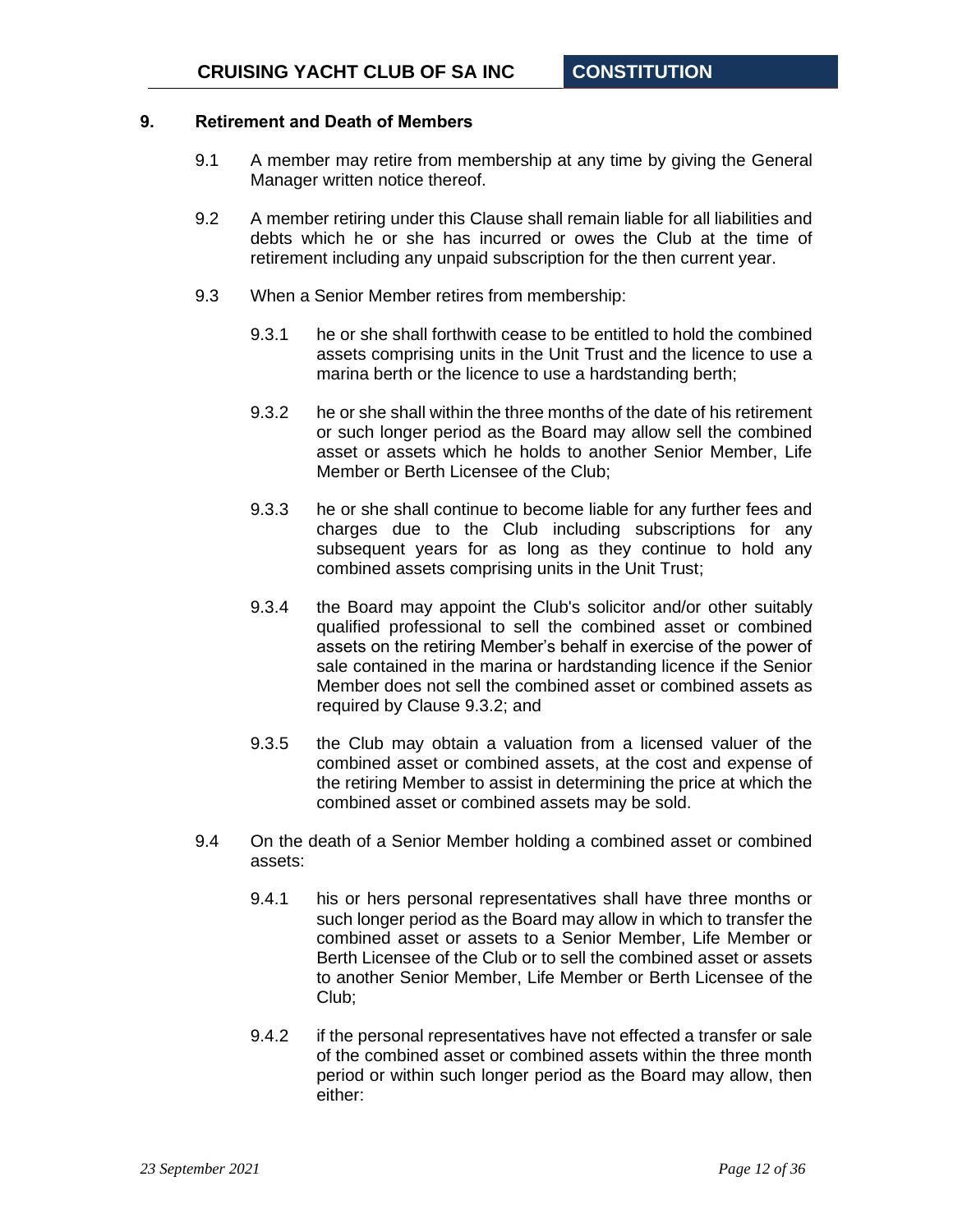## 9. Retirement and Death of Members

9.1 A member may retire from membership at any time by giving the General Manager written notice thereof.

9.2 A member retiring under this Clause shall remain liable for all liabilities and debts which he or she has incurred or owes the Club at the time of retirement including any unpaid subscription for the then current year.

9.3 When a Senior Member retires from membership:

9.3.1 he or she shall forthwith cease to be entitled to hold the combined assets comprising units in the Unit Trust and the licence to use a marina berth or the licence to use a hardstanding berth;

9.3.2 he or she shall within the three months of the date of his retirement or such longer period as the Board may allow sell the combined asset or assets which he holds to another Senior Member, Life Member or Berth Licensee of the Club;

9.3.3 he or she shall continue to become liable for any further fees and charges due to the Club including subscriptions for any subsequent years for as long as they continue to hold any combined assets comprising units in the Unit Trust;

9.3.4 the Board may appoint the Club's solicitor and/or other suitably qualified professional to sell the combined asset or combined assets on the retiring Member's behalf in exercise of the power of sale contained in the marina or hardstanding licence if the Senior Member does not sell the combined asset or combined assets as required by Clause 9.3.2; and

9.3.5 the Club may obtain a valuation from a licensed valuer of the combined asset or combined assets, at the cost and expense of the retiring Member to assist in determining the price at which the combined asset or combined assets may be sold.

9.4 On the death of a Senior Member holding a combined asset or combined assets:

9.4.1 his or hers personal representatives shall have three months or such longer period as the Board may allow in which to transfer the combined asset or assets to a Senior Member, Life Member or Berth Licensee of the Club or to sell the combined asset or assets to another Senior Member, Life Member or Berth Licensee of the Club;

9.4.2 if the personal representatives have not effected a transfer or sale of the combined asset or combined assets within the three month period or within such longer period as the Board may allow, then either: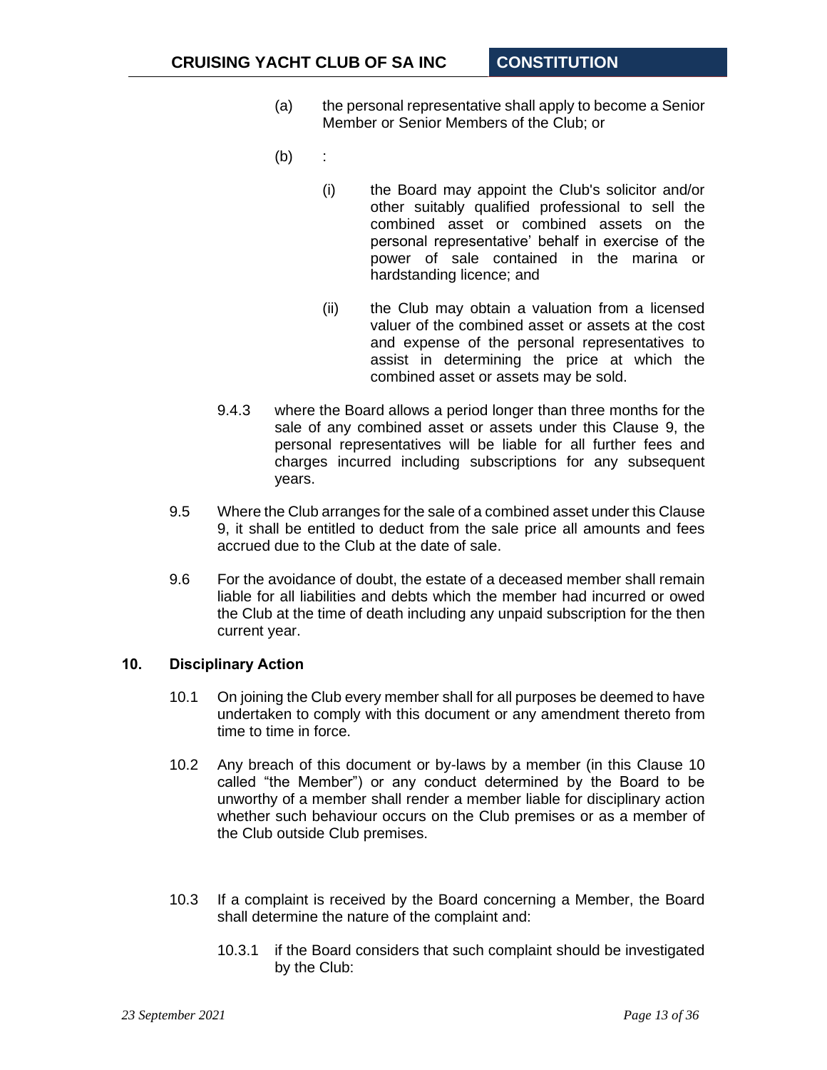(a) the personal representative shall apply to become a Senior Member or Senior Members of the Club; or

(b) :

(i) the Board may appoint the Club's solicitor and/or other suitably qualified professional to sell the combined asset or combined assets on the personal representative' behalf in exercise of the power of sale contained in the marina or hardstanding licence; and

(ii) the Club may obtain a valuation from a licensed valuer of the combined asset or assets at the cost and expense of the personal representatives to assist in determining the price at which the combined asset or assets may be sold.

9.4.3 where the Board allows a period longer than three months for the sale of any combined asset or assets under this Clause 9, the personal representatives will be liable for all further fees and charges incurred including subscriptions for any subsequent years.

9.5 Where the Club arranges for the sale of a combined asset under this Clause 9, it shall be entitled to deduct from the sale price all amounts and fees accrued due to the Club at the date of sale.

9.6 For the avoidance of doubt, the estate of a deceased member shall remain liable for all liabilities and debts which the member had incurred or owed the Club at the time of death including any unpaid subscription for the then current year.

## 10. Disciplinary Action

10.1 On joining the Club every member shall for all purposes be deemed to have undertaken to comply with this document or any amendment thereto from time to time in force.

10.2 Any breach of this document or by-laws by a member (in this Clause 10 called "the Member") or any conduct determined by the Board to be unworthy of a member shall render a member liable for disciplinary action whether such behaviour occurs on the Club premises or as a member of the Club outside Club premises.

10.3 If a complaint is received by the Board concerning a Member, the Board shall determine the nature of the complaint and:

10.3.1 if the Board considers that such complaint should be investigated by the Club: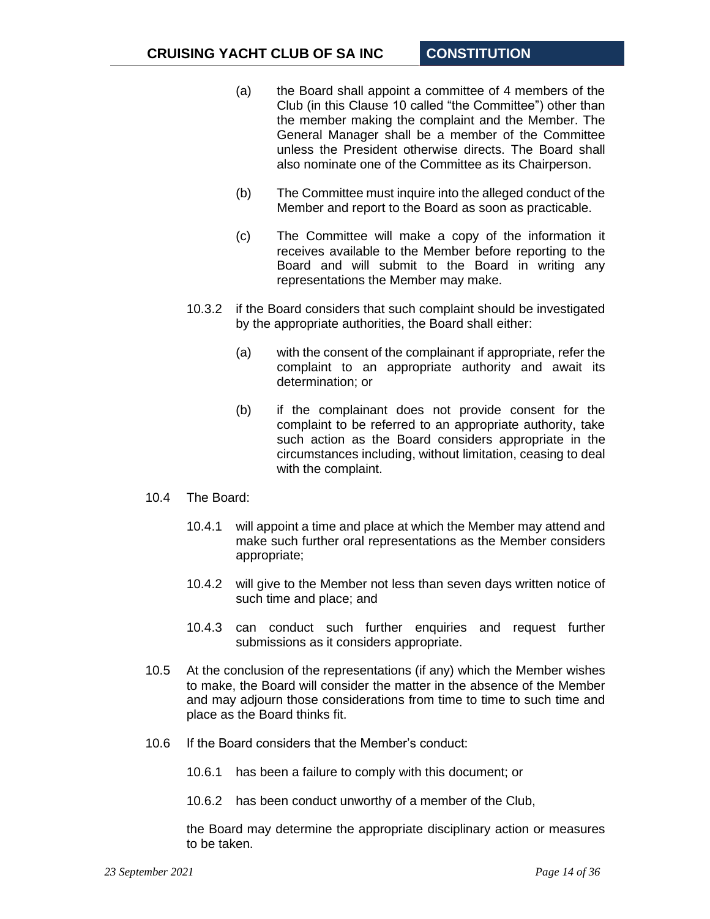(a) the Board shall appoint a committee of 4 members of the Club (in this Clause 10 called "the Committee") other than the member making the complaint and the Member. The General Manager shall be a member of the Committee unless the President otherwise directs. The Board shall also nominate one of the Committee as its Chairperson.

(b) The Committee must inquire into the alleged conduct of the Member and report to the Board as soon as practicable.

(c) The Committee will make a copy of the information it receives available to the Member before reporting to the Board and will submit to the Board in writing any representations the Member may make.

10.3.2 if the Board considers that such complaint should be investigated by the appropriate authorities, the Board shall either:

(a) with the consent of the complainant if appropriate, refer the complaint to an appropriate authority and await its determination; or

(b) if the complainant does not provide consent for the complaint to be referred to an appropriate authority, take such action as the Board considers appropriate in the circumstances including, without limitation, ceasing to deal with the complaint.

10.4 The Board:

10.4.1 will appoint a time and place at which the Member may attend and make such further oral representations as the Member considers appropriate;

10.4.2 will give to the Member not less than seven days written notice of such time and place; and

10.4.3 can conduct such further enquiries and request further submissions as it considers appropriate.

10.5 At the conclusion of the representations (if any) which the Member wishes to make, the Board will consider the matter in the absence of the Member and may adjourn those considerations from time to time to such time and place as the Board thinks fit.

10.6 If the Board considers that the Member's conduct:

10.6.1 has been a failure to comply with this document; or

10.6.2 has been conduct unworthy of a member of the Club,

the Board may determine the appropriate disciplinary action or measures to be taken.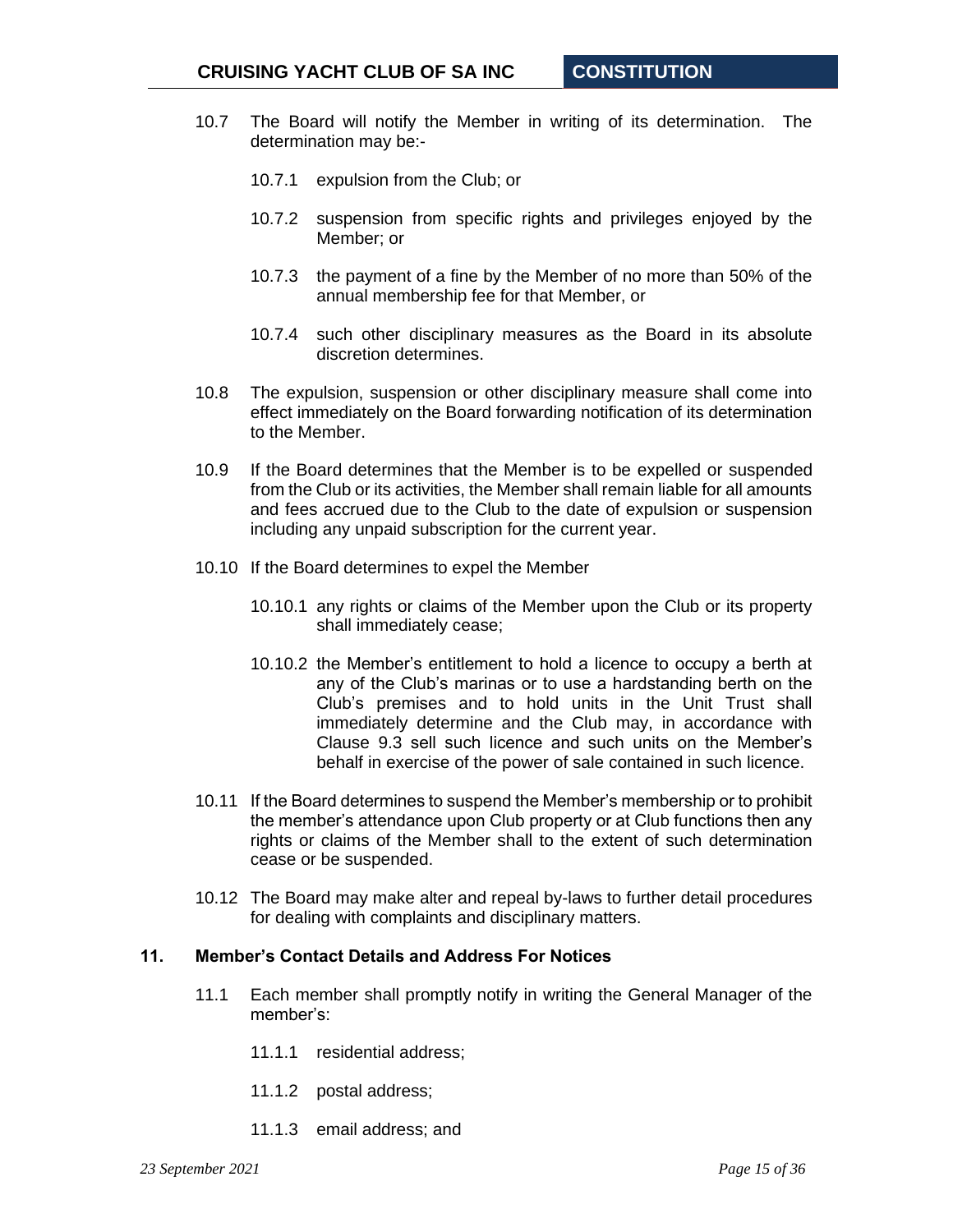10.7 The Board will notify the Member in writing of its determination. The determination may be:-

10.7.1 expulsion from the Club; or

10.7.2 suspension from specific rights and privileges enjoyed by the Member; or

10.7.3 the payment of a fine by the Member of no more than 50% of the annual membership fee for that Member, or

10.7.4 such other disciplinary measures as the Board in its absolute discretion determines.

10.8 The expulsion, suspension or other disciplinary measure shall come into effect immediately on the Board forwarding notification of its determination to the Member.

10.9 If the Board determines that the Member is to be expelled or suspended from the Club or its activities, the Member shall remain liable for all amounts and fees accrued due to the Club to the date of expulsion or suspension including any unpaid subscription for the current year.

10.10 If the Board determines to expel the Member

10.10.1 any rights or claims of the Member upon the Club or its property shall immediately cease;

10.10.2 the Member's entitlement to hold a licence to occupy a berth at any of the Club's marinas or to use a hardstanding berth on the Club's premises and to hold units in the Unit Trust shall immediately determine and the Club may, in accordance with Clause 9.3 sell such licence and such units on the Member's behalf in exercise of the power of sale contained in such licence.

10.11 If the Board determines to suspend the Member's membership or to prohibit the member's attendance upon Club property or at Club functions then any rights or claims of the Member shall to the extent of such determination cease or be suspended.

10.12 The Board may make alter and repeal by-laws to further detail procedures for dealing with complaints and disciplinary matters.

## 11. Member's Contact Details and Address For Notices

11.1 Each member shall promptly notify in writing the General Manager of the member's:

11.1.1 residential address;

11.1.2 postal address;

11.1.3 email address; and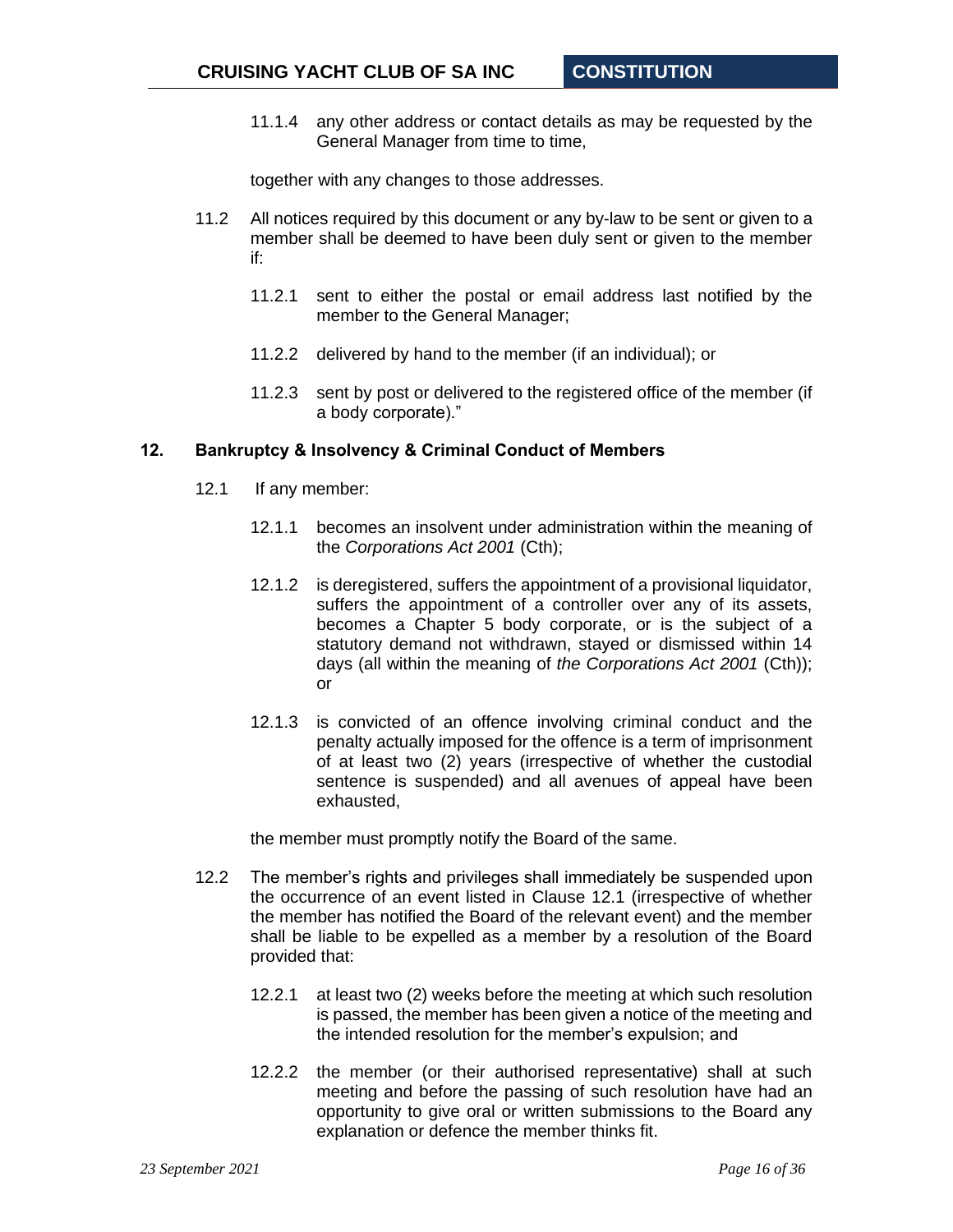11.1.4 any other address or contact details as may be requested by the General Manager from time to time,

together with any changes to those addresses.

11.2 All notices required by this document or any by-law to be sent or given to a member shall be deemed to have been duly sent or given to the member if:

11.2.1 sent to either the postal or email address last notified by the member to the General Manager;

11.2.2 delivered by hand to the member (if an individual); or

11.2.3 sent by post or delivered to the registered office of the member (if a body corporate)."

## 12. Bankruptcy & Insolvency & Criminal Conduct of Members

12.1 If any member:

12.1.1 becomes an insolvent under administration within the meaning of the *Corporations Act 2001* (Cth);

12.1.2 is deregistered, suffers the appointment of a provisional liquidator, suffers the appointment of a controller over any of its assets, becomes a Chapter 5 body corporate, or is the subject of a statutory demand not withdrawn, stayed or dismissed within 14 days (all within the meaning of *the Corporations Act 2001* (Cth)); or

12.1.3 is convicted of an offence involving criminal conduct and the penalty actually imposed for the offence is a term of imprisonment of at least two (2) years (irrespective of whether the custodial sentence is suspended) and all avenues of appeal have been exhausted,

the member must promptly notify the Board of the same.

12.2 The member's rights and privileges shall immediately be suspended upon the occurrence of an event listed in Clause 12.1 (irrespective of whether the member has notified the Board of the relevant event) and the member shall be liable to be expelled as a member by a resolution of the Board provided that:

12.2.1 at least two (2) weeks before the meeting at which such resolution is passed, the member has been given a notice of the meeting and the intended resolution for the member's expulsion; and

12.2.2 the member (or their authorised representative) shall at such meeting and before the passing of such resolution have had an opportunity to give oral or written submissions to the Board any explanation or defence the member thinks fit.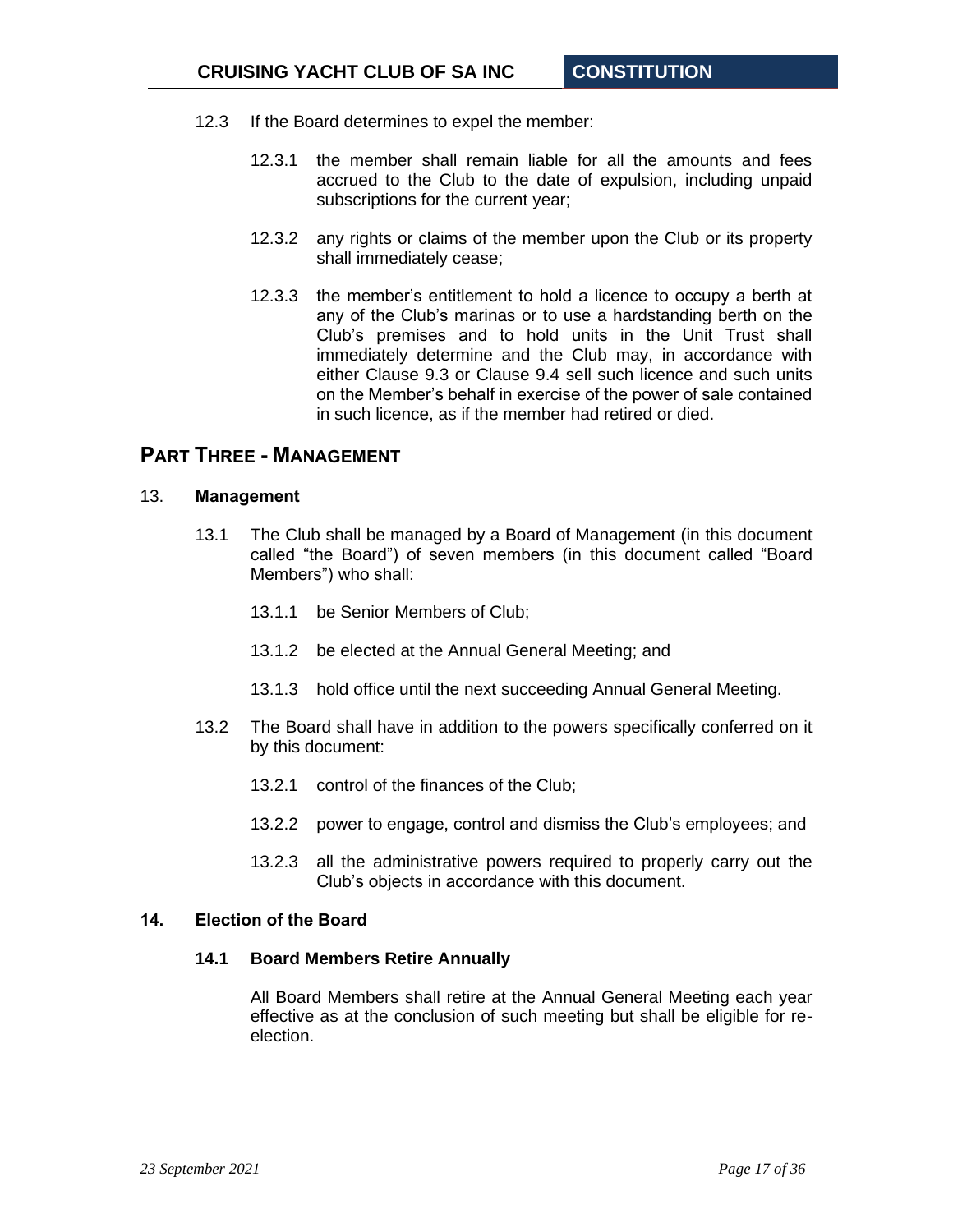12.3 If the Board determines to expel the member:

12.3.1 the member shall remain liable for all the amounts and fees accrued to the Club to the date of expulsion, including unpaid subscriptions for the current year;

12.3.2 any rights or claims of the member upon the Club or its property shall immediately cease;

12.3.3 the member's entitlement to hold a licence to occupy a berth at any of the Club's marinas or to use a hardstanding berth on the Club's premises and to hold units in the Unit Trust shall immediately determine and the Club may, in accordance with either Clause 9.3 or Clause 9.4 sell such licence and such units on the Member's behalf in exercise of the power of sale contained in such licence, as if the member had retired or died.

## Part Three - Management

### 13. Management

13.1 The Club shall be managed by a Board of Management (in this document called "the Board") of seven members (in this document called "Board Members") who shall:

13.1.1 be Senior Members of Club;

13.1.2 be elected at the Annual General Meeting; and

13.1.3 hold office until the next succeeding Annual General Meeting.

13.2 The Board shall have in addition to the powers specifically conferred on it by this document:

13.2.1 control of the finances of the Club;

13.2.2 power to engage, control and dismiss the Club's employees; and

13.2.3 all the administrative powers required to properly carry out the Club's objects in accordance with this document.

### 14. Election of the Board

#### 14.1 Board Members Retire Annually

All Board Members shall retire at the Annual General Meeting each year effective as at the conclusion of such meeting but shall be eligible for re-election.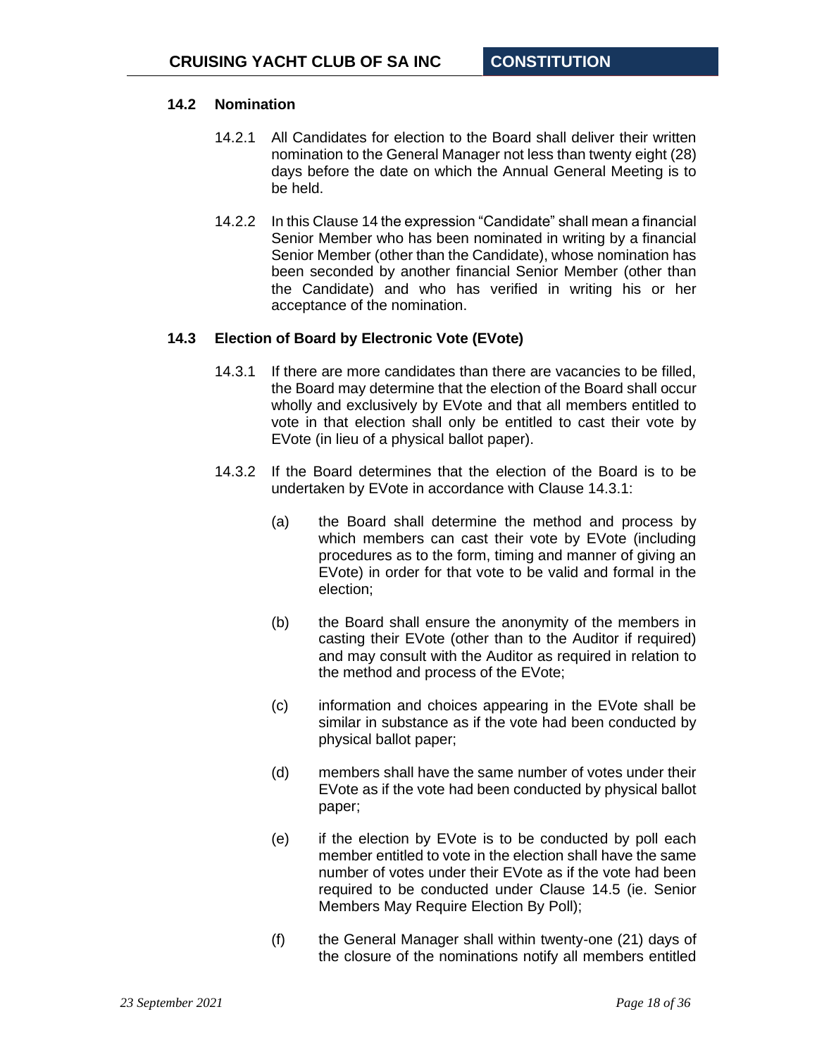### 14.2 Nomination

14.2.1 All Candidates for election to the Board shall deliver their written nomination to the General Manager not less than twenty eight (28) days before the date on which the Annual General Meeting is to be held.

14.2.2 In this Clause 14 the expression "Candidate" shall mean a financial Senior Member who has been nominated in writing by a financial Senior Member (other than the Candidate), whose nomination has been seconded by another financial Senior Member (other than the Candidate) and who has verified in writing his or her acceptance of the nomination.

### 14.3 Election of Board by Electronic Vote (EVote)

14.3.1 If there are more candidates than there are vacancies to be filled, the Board may determine that the election of the Board shall occur wholly and exclusively by EVote and that all members entitled to vote in that election shall only be entitled to cast their vote by EVote (in lieu of a physical ballot paper).

14.3.2 If the Board determines that the election of the Board is to be undertaken by EVote in accordance with Clause 14.3.1:

(a) the Board shall determine the method and process by which members can cast their vote by EVote (including procedures as to the form, timing and manner of giving an EVote) in order for that vote to be valid and formal in the election;

(b) the Board shall ensure the anonymity of the members in casting their EVote (other than to the Auditor if required) and may consult with the Auditor as required in relation to the method and process of the EVote;

(c) information and choices appearing in the EVote shall be similar in substance as if the vote had been conducted by physical ballot paper;

(d) members shall have the same number of votes under their EVote as if the vote had been conducted by physical ballot paper;

(e) if the election by EVote is to be conducted by poll each member entitled to vote in the election shall have the same number of votes under their EVote as if the vote had been required to be conducted under Clause 14.5 (ie. Senior Members May Require Election By Poll);

(f) the General Manager shall within twenty-one (21) days of the closure of the nominations notify all members entitled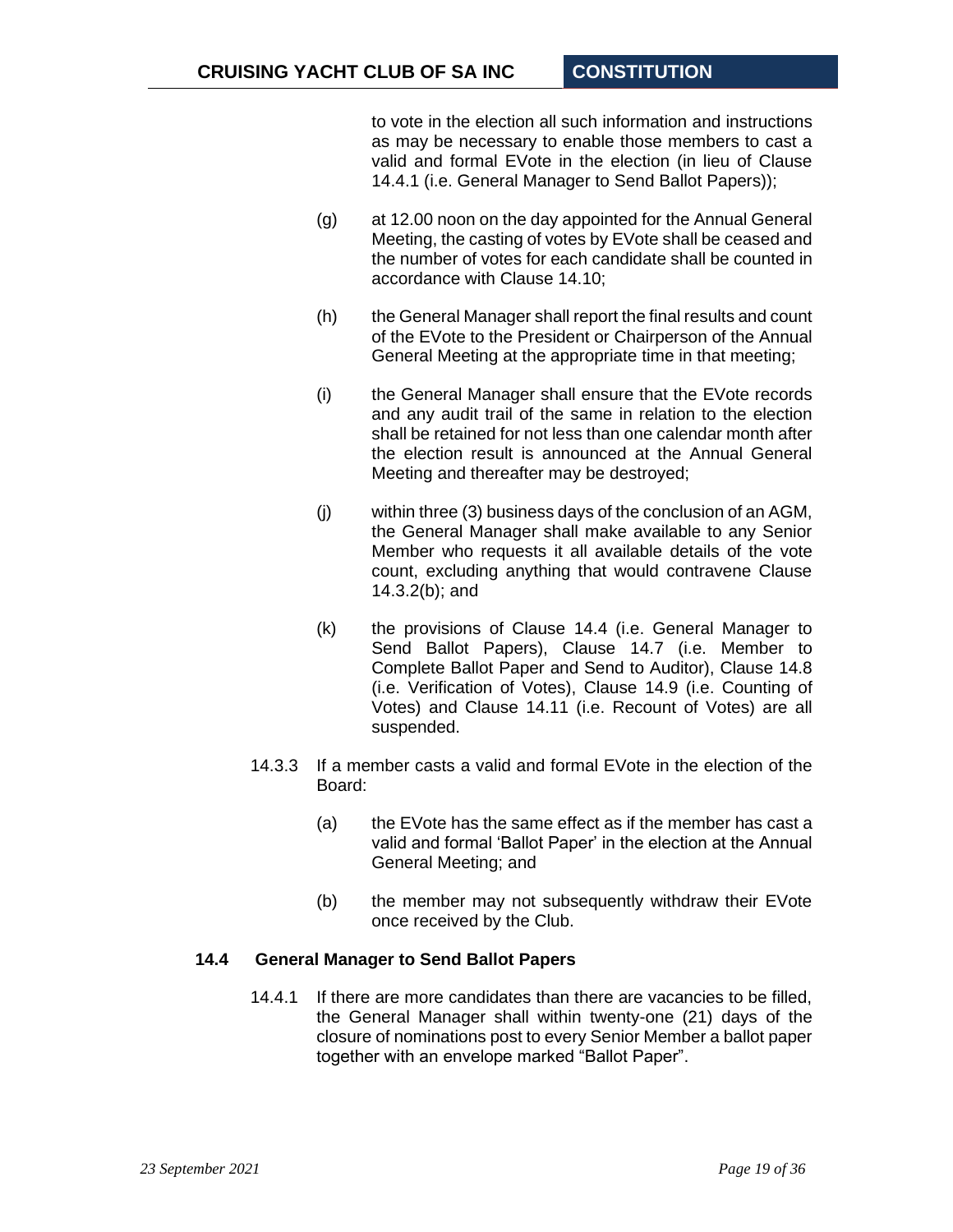to vote in the election all such information and instructions as may be necessary to enable those members to cast a valid and formal EVote in the election (in lieu of Clause 14.4.1 (i.e. General Manager to Send Ballot Papers));

(g) at 12.00 noon on the day appointed for the Annual General Meeting, the casting of votes by EVote shall be ceased and the number of votes for each candidate shall be counted in accordance with Clause 14.10;

(h) the General Manager shall report the final results and count of the EVote to the President or Chairperson of the Annual General Meeting at the appropriate time in that meeting;

(i) the General Manager shall ensure that the EVote records and any audit trail of the same in relation to the election shall be retained for not less than one calendar month after the election result is announced at the Annual General Meeting and thereafter may be destroyed;

(j) within three (3) business days of the conclusion of an AGM, the General Manager shall make available to any Senior Member who requests it all available details of the vote count, excluding anything that would contravene Clause 14.3.2(b); and

(k) the provisions of Clause 14.4 (i.e. General Manager to Send Ballot Papers), Clause 14.7 (i.e. Member to Complete Ballot Paper and Send to Auditor), Clause 14.8 (i.e. Verification of Votes), Clause 14.9 (i.e. Counting of Votes) and Clause 14.11 (i.e. Recount of Votes) are all suspended.

14.3.3 If a member casts a valid and formal EVote in the election of the Board:

(a) the EVote has the same effect as if the member has cast a valid and formal 'Ballot Paper' in the election at the Annual General Meeting; and

(b) the member may not subsequently withdraw their EVote once received by the Club.

### 14.4 General Manager to Send Ballot Papers

14.4.1 If there are more candidates than there are vacancies to be filled, the General Manager shall within twenty-one (21) days of the closure of nominations post to every Senior Member a ballot paper together with an envelope marked "Ballot Paper".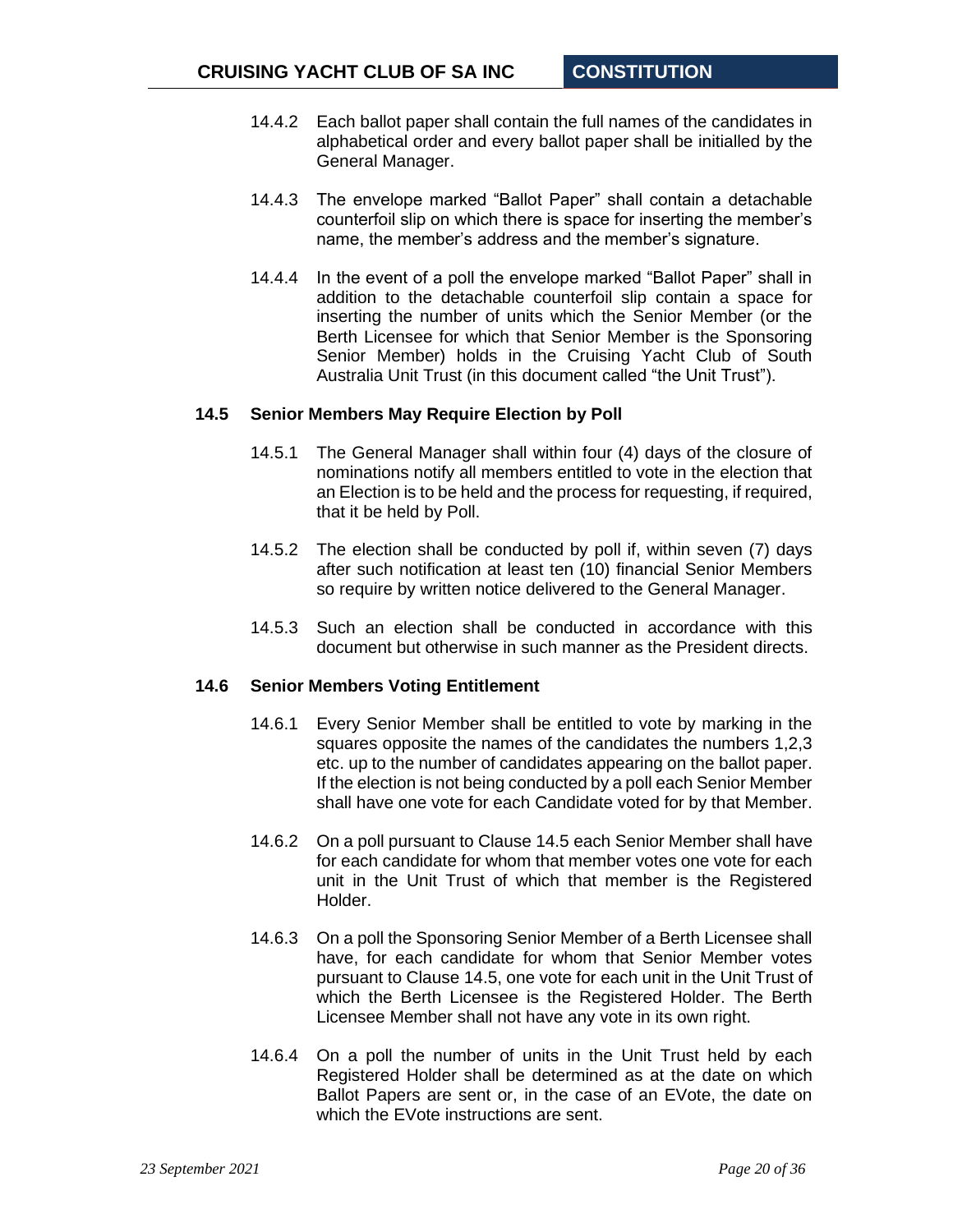14.4.2 Each ballot paper shall contain the full names of the candidates in alphabetical order and every ballot paper shall be initialled by the General Manager.

14.4.3 The envelope marked "Ballot Paper" shall contain a detachable counterfoil slip on which there is space for inserting the member's name, the member's address and the member's signature.

14.4.4 In the event of a poll the envelope marked "Ballot Paper" shall in addition to the detachable counterfoil slip contain a space for inserting the number of units which the Senior Member (or the Berth Licensee for which that Senior Member is the Sponsoring Senior Member) holds in the Cruising Yacht Club of South Australia Unit Trust (in this document called "the Unit Trust").

### 14.5 Senior Members May Require Election by Poll

14.5.1 The General Manager shall within four (4) days of the closure of nominations notify all members entitled to vote in the election that an Election is to be held and the process for requesting, if required, that it be held by Poll.

14.5.2 The election shall be conducted by poll if, within seven (7) days after such notification at least ten (10) financial Senior Members so require by written notice delivered to the General Manager.

14.5.3 Such an election shall be conducted in accordance with this document but otherwise in such manner as the President directs.

### 14.6 Senior Members Voting Entitlement

14.6.1 Every Senior Member shall be entitled to vote by marking in the squares opposite the names of the candidates the numbers 1,2,3 etc. up to the number of candidates appearing on the ballot paper. If the election is not being conducted by a poll each Senior Member shall have one vote for each Candidate voted for by that Member.

14.6.2 On a poll pursuant to Clause 14.5 each Senior Member shall have for each candidate for whom that member votes one vote for each unit in the Unit Trust of which that member is the Registered Holder.

14.6.3 On a poll the Sponsoring Senior Member of a Berth Licensee shall have, for each candidate for whom that Senior Member votes pursuant to Clause 14.5, one vote for each unit in the Unit Trust of which the Berth Licensee is the Registered Holder. The Berth Licensee Member shall not have any vote in its own right.

14.6.4 On a poll the number of units in the Unit Trust held by each Registered Holder shall be determined as at the date on which Ballot Papers are sent or, in the case of an EVote, the date on which the EVote instructions are sent.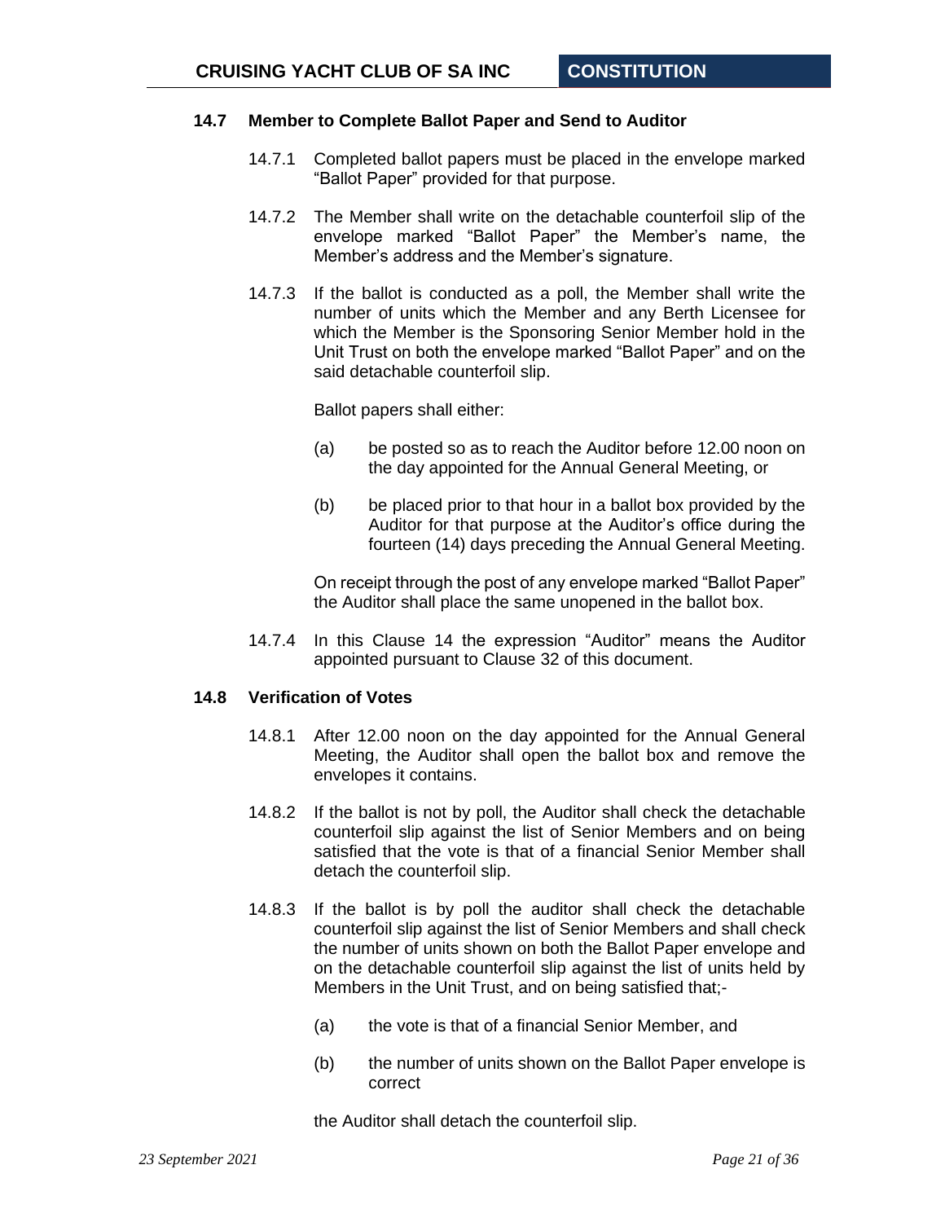### 14.7 Member to Complete Ballot Paper and Send to Auditor

14.7.1 Completed ballot papers must be placed in the envelope marked "Ballot Paper" provided for that purpose.

14.7.2 The Member shall write on the detachable counterfoil slip of the envelope marked "Ballot Paper" the Member's name, the Member's address and the Member's signature.

14.7.3 If the ballot is conducted as a poll, the Member shall write the number of units which the Member and any Berth Licensee for which the Member is the Sponsoring Senior Member hold in the Unit Trust on both the envelope marked "Ballot Paper" and on the said detachable counterfoil slip.

Ballot papers shall either:

(a) be posted so as to reach the Auditor before 12.00 noon on the day appointed for the Annual General Meeting, or

(b) be placed prior to that hour in a ballot box provided by the Auditor for that purpose at the Auditor's office during the fourteen (14) days preceding the Annual General Meeting.

On receipt through the post of any envelope marked "Ballot Paper" the Auditor shall place the same unopened in the ballot box.

14.7.4 In this Clause 14 the expression "Auditor" means the Auditor appointed pursuant to Clause 32 of this document.

### 14.8 Verification of Votes

14.8.1 After 12.00 noon on the day appointed for the Annual General Meeting, the Auditor shall open the ballot box and remove the envelopes it contains.

14.8.2 If the ballot is not by poll, the Auditor shall check the detachable counterfoil slip against the list of Senior Members and on being satisfied that the vote is that of a financial Senior Member shall detach the counterfoil slip.

14.8.3 If the ballot is by poll the auditor shall check the detachable counterfoil slip against the list of Senior Members and shall check the number of units shown on both the Ballot Paper envelope and on the detachable counterfoil slip against the list of units held by Members in the Unit Trust, and on being satisfied that;-

(a) the vote is that of a financial Senior Member, and

(b) the number of units shown on the Ballot Paper envelope is correct

the Auditor shall detach the counterfoil slip.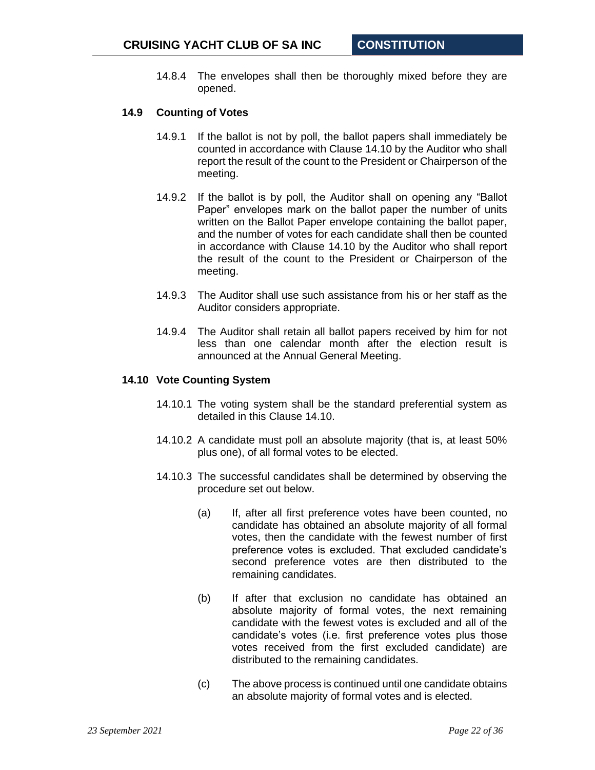14.8.4 The envelopes shall then be thoroughly mixed before they are opened.

### 14.9 Counting of Votes

14.9.1 If the ballot is not by poll, the ballot papers shall immediately be counted in accordance with Clause 14.10 by the Auditor who shall report the result of the count to the President or Chairperson of the meeting.

14.9.2 If the ballot is by poll, the Auditor shall on opening any "Ballot Paper" envelopes mark on the ballot paper the number of units written on the Ballot Paper envelope containing the ballot paper, and the number of votes for each candidate shall then be counted in accordance with Clause 14.10 by the Auditor who shall report the result of the count to the President or Chairperson of the meeting.

14.9.3 The Auditor shall use such assistance from his or her staff as the Auditor considers appropriate.

14.9.4 The Auditor shall retain all ballot papers received by him for not less than one calendar month after the election result is announced at the Annual General Meeting.

### 14.10 Vote Counting System

14.10.1 The voting system shall be the standard preferential system as detailed in this Clause 14.10.

14.10.2 A candidate must poll an absolute majority (that is, at least 50% plus one), of all formal votes to be elected.

14.10.3 The successful candidates shall be determined by observing the procedure set out below.

(a) If, after all first preference votes have been counted, no candidate has obtained an absolute majority of all formal votes, then the candidate with the fewest number of first preference votes is excluded. That excluded candidate's second preference votes are then distributed to the remaining candidates.

(b) If after that exclusion no candidate has obtained an absolute majority of formal votes, the next remaining candidate with the fewest votes is excluded and all of the candidate's votes (i.e. first preference votes plus those votes received from the first excluded candidate) are distributed to the remaining candidates.

(c) The above process is continued until one candidate obtains an absolute majority of formal votes and is elected.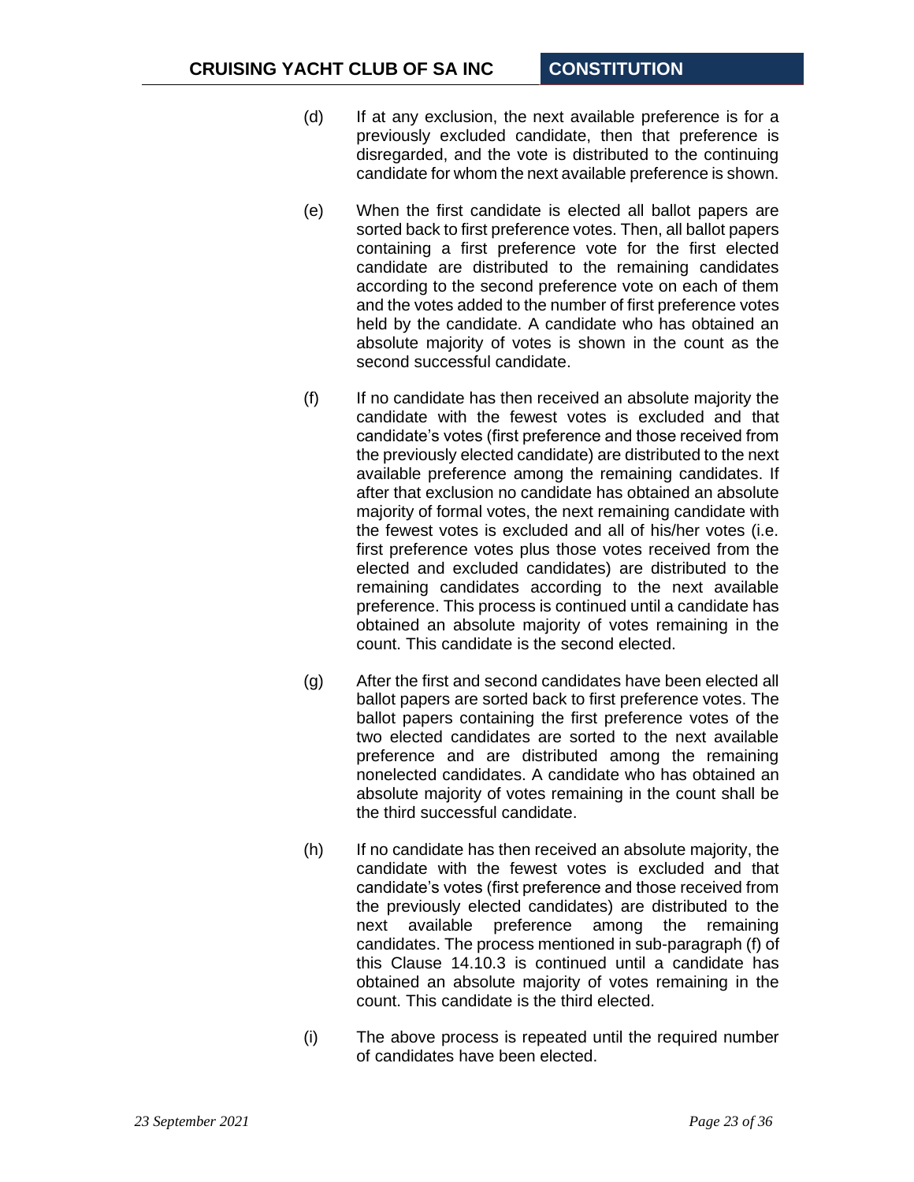(d) If at any exclusion, the next available preference is for a previously excluded candidate, then that preference is disregarded, and the vote is distributed to the continuing candidate for whom the next available preference is shown.

(e) When the first candidate is elected all ballot papers are sorted back to first preference votes. Then, all ballot papers containing a first preference vote for the first elected candidate are distributed to the remaining candidates according to the second preference vote on each of them and the votes added to the number of first preference votes held by the candidate. A candidate who has obtained an absolute majority of votes is shown in the count as the second successful candidate.

(f) If no candidate has then received an absolute majority the candidate with the fewest votes is excluded and that candidate's votes (first preference and those received from the previously elected candidate) are distributed to the next available preference among the remaining candidates. If after that exclusion no candidate has obtained an absolute majority of formal votes, the next remaining candidate with the fewest votes is excluded and all of his/her votes (i.e. first preference votes plus those votes received from the elected and excluded candidates) are distributed to the remaining candidates according to the next available preference. This process is continued until a candidate has obtained an absolute majority of votes remaining in the count. This candidate is the second elected.

(g) After the first and second candidates have been elected all ballot papers are sorted back to first preference votes. The ballot papers containing the first preference votes of the two elected candidates are sorted to the next available preference and are distributed among the remaining nonelected candidates. A candidate who has obtained an absolute majority of votes remaining in the count shall be the third successful candidate.

(h) If no candidate has then received an absolute majority, the candidate with the fewest votes is excluded and that candidate's votes (first preference and those received from the previously elected candidates) are distributed to the next available preference among the remaining candidates. The process mentioned in sub-paragraph (f) of this Clause 14.10.3 is continued until a candidate has obtained an absolute majority of votes remaining in the count. This candidate is the third elected.

(i) The above process is repeated until the required number of candidates have been elected.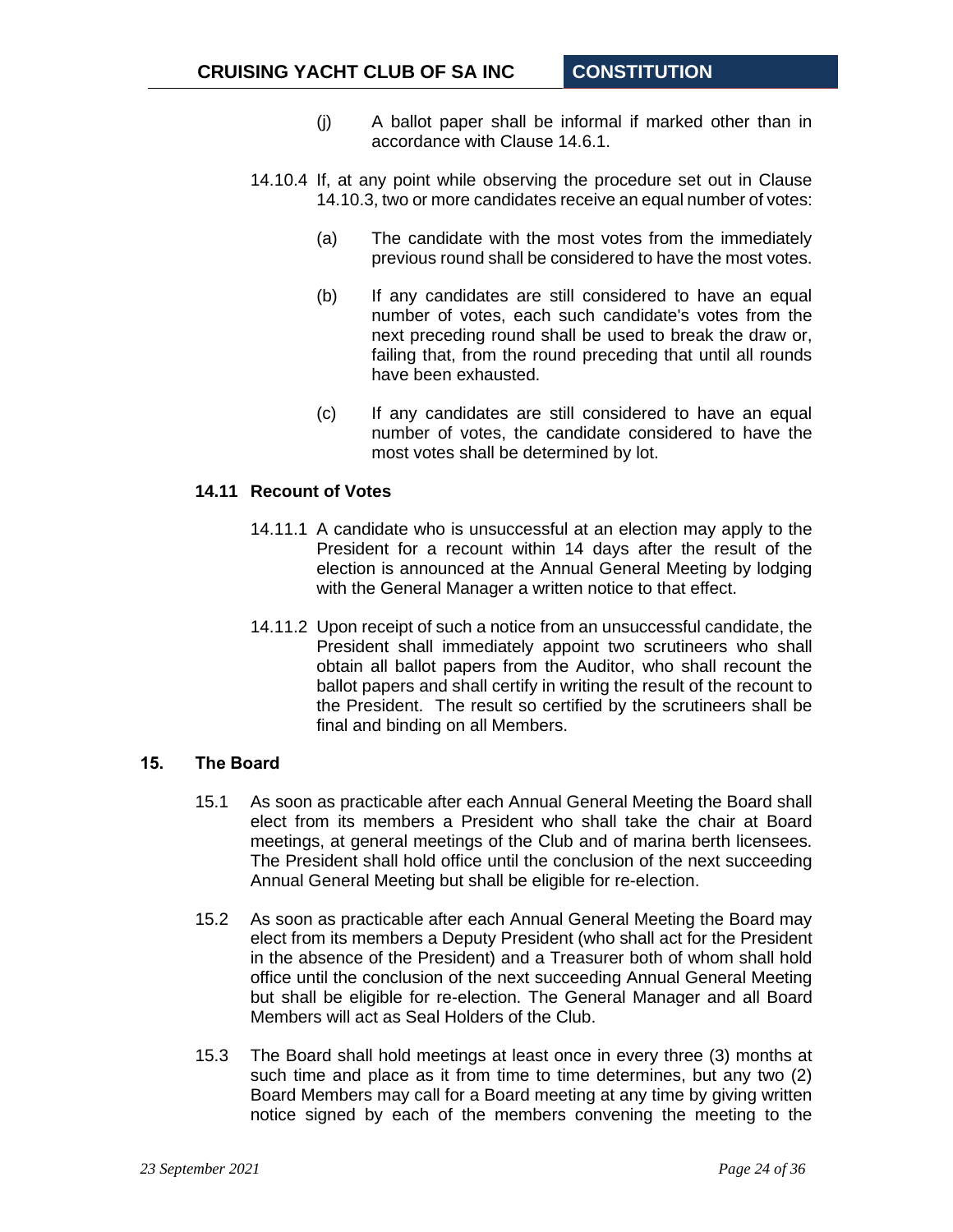(j) A ballot paper shall be informal if marked other than in accordance with Clause 14.6.1.

14.10.4 If, at any point while observing the procedure set out in Clause 14.10.3, two or more candidates receive an equal number of votes:

(a) The candidate with the most votes from the immediately previous round shall be considered to have the most votes.

(b) If any candidates are still considered to have an equal number of votes, each such candidate's votes from the next preceding round shall be used to break the draw or, failing that, from the round preceding that until all rounds have been exhausted.

(c) If any candidates are still considered to have an equal number of votes, the candidate considered to have the most votes shall be determined by lot.

### 14.11 Recount of Votes

14.11.1 A candidate who is unsuccessful at an election may apply to the President for a recount within 14 days after the result of the election is announced at the Annual General Meeting by lodging with the General Manager a written notice to that effect.

14.11.2 Upon receipt of such a notice from an unsuccessful candidate, the President shall immediately appoint two scrutineers who shall obtain all ballot papers from the Auditor, who shall recount the ballot papers and shall certify in writing the result of the recount to the President. The result so certified by the scrutineers shall be final and binding on all Members.

## 15. The Board

15.1 As soon as practicable after each Annual General Meeting the Board shall elect from its members a President who shall take the chair at Board meetings, at general meetings of the Club and of marina berth licensees. The President shall hold office until the conclusion of the next succeeding Annual General Meeting but shall be eligible for re-election.

15.2 As soon as practicable after each Annual General Meeting the Board may elect from its members a Deputy President (who shall act for the President in the absence of the President) and a Treasurer both of whom shall hold office until the conclusion of the next succeeding Annual General Meeting but shall be eligible for re-election. The General Manager and all Board Members will act as Seal Holders of the Club.

15.3 The Board shall hold meetings at least once in every three (3) months at such time and place as it from time to time determines, but any two (2) Board Members may call for a Board meeting at any time by giving written notice signed by each of the members convening the meeting to the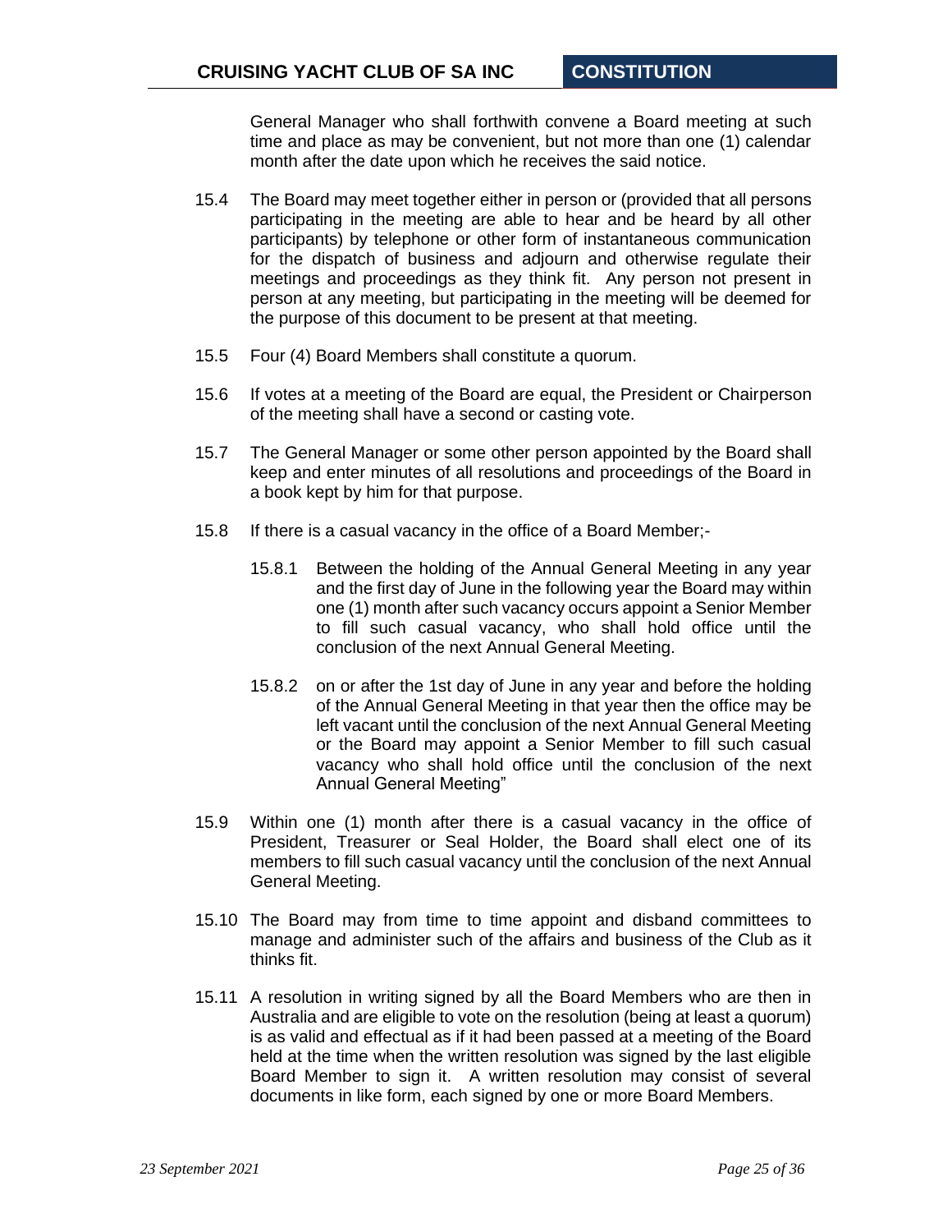General Manager who shall forthwith convene a Board meeting at such time and place as may be convenient, but not more than one (1) calendar month after the date upon which he receives the said notice.

15.4 The Board may meet together either in person or (provided that all persons participating in the meeting are able to hear and be heard by all other participants) by telephone or other form of instantaneous communication for the dispatch of business and adjourn and otherwise regulate their meetings and proceedings as they think fit. Any person not present in person at any meeting, but participating in the meeting will be deemed for the purpose of this document to be present at that meeting.

15.5 Four (4) Board Members shall constitute a quorum.

15.6 If votes at a meeting of the Board are equal, the President or Chairperson of the meeting shall have a second or casting vote.

15.7 The General Manager or some other person appointed by the Board shall keep and enter minutes of all resolutions and proceedings of the Board in a book kept by him for that purpose.

15.8 If there is a casual vacancy in the office of a Board Member;-

15.8.1 Between the holding of the Annual General Meeting in any year and the first day of June in the following year the Board may within one (1) month after such vacancy occurs appoint a Senior Member to fill such casual vacancy, who shall hold office until the conclusion of the next Annual General Meeting.

15.8.2 on or after the 1st day of June in any year and before the holding of the Annual General Meeting in that year then the office may be left vacant until the conclusion of the next Annual General Meeting or the Board may appoint a Senior Member to fill such casual vacancy who shall hold office until the conclusion of the next Annual General Meeting"

15.9 Within one (1) month after there is a casual vacancy in the office of President, Treasurer or Seal Holder, the Board shall elect one of its members to fill such casual vacancy until the conclusion of the next Annual General Meeting.

15.10 The Board may from time to time appoint and disband committees to manage and administer such of the affairs and business of the Club as it thinks fit.

15.11 A resolution in writing signed by all the Board Members who are then in Australia and are eligible to vote on the resolution (being at least a quorum) is as valid and effectual as if it had been passed at a meeting of the Board held at the time when the written resolution was signed by the last eligible Board Member to sign it. A written resolution may consist of several documents in like form, each signed by one or more Board Members.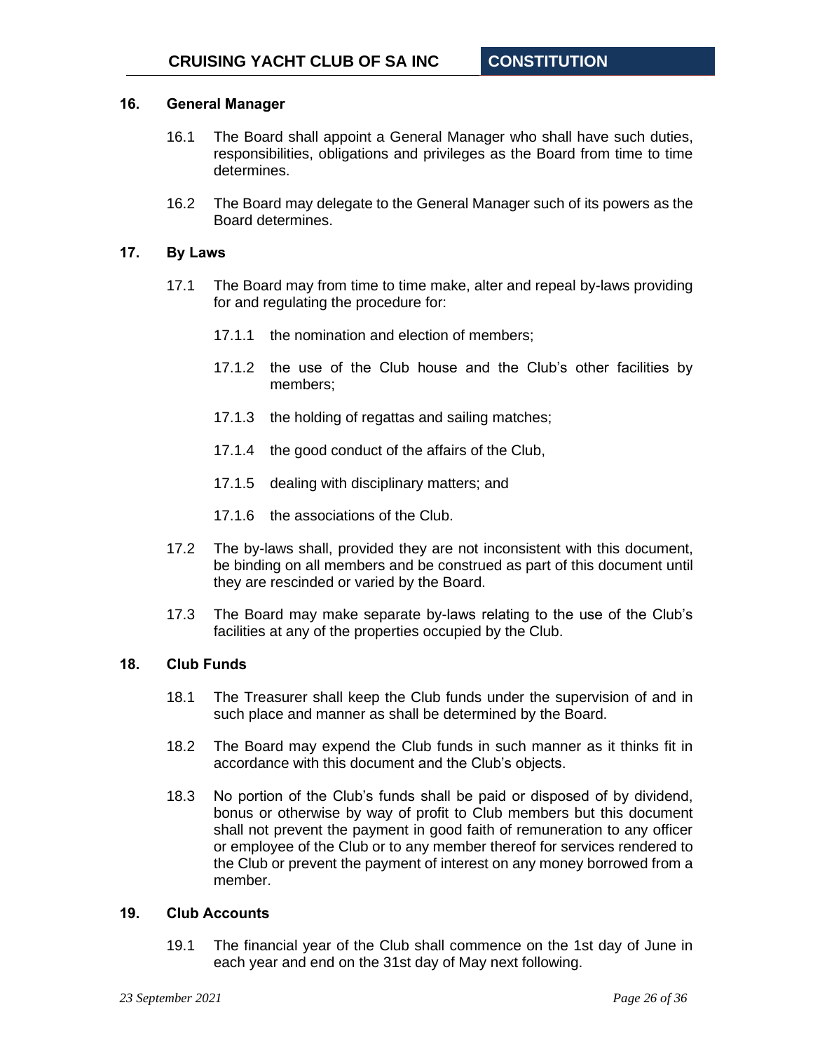## 16. General Manager

16.1 The Board shall appoint a General Manager who shall have such duties, responsibilities, obligations and privileges as the Board from time to time determines.

16.2 The Board may delegate to the General Manager such of its powers as the Board determines.

## 17. By Laws

17.1 The Board may from time to time make, alter and repeal by-laws providing for and regulating the procedure for:

17.1.1 the nomination and election of members;

17.1.2 the use of the Club house and the Club's other facilities by members;

17.1.3 the holding of regattas and sailing matches;

17.1.4 the good conduct of the affairs of the Club,

17.1.5 dealing with disciplinary matters; and

17.1.6 the associations of the Club.

17.2 The by-laws shall, provided they are not inconsistent with this document, be binding on all members and be construed as part of this document until they are rescinded or varied by the Board.

17.3 The Board may make separate by-laws relating to the use of the Club's facilities at any of the properties occupied by the Club.

## 18. Club Funds

18.1 The Treasurer shall keep the Club funds under the supervision of and in such place and manner as shall be determined by the Board.

18.2 The Board may expend the Club funds in such manner as it thinks fit in accordance with this document and the Club's objects.

18.3 No portion of the Club's funds shall be paid or disposed of by dividend, bonus or otherwise by way of profit to Club members but this document shall not prevent the payment in good faith of remuneration to any officer or employee of the Club or to any member thereof for services rendered to the Club or prevent the payment of interest on any money borrowed from a member.

## 19. Club Accounts

19.1 The financial year of the Club shall commence on the 1st day of June in each year and end on the 31st day of May next following.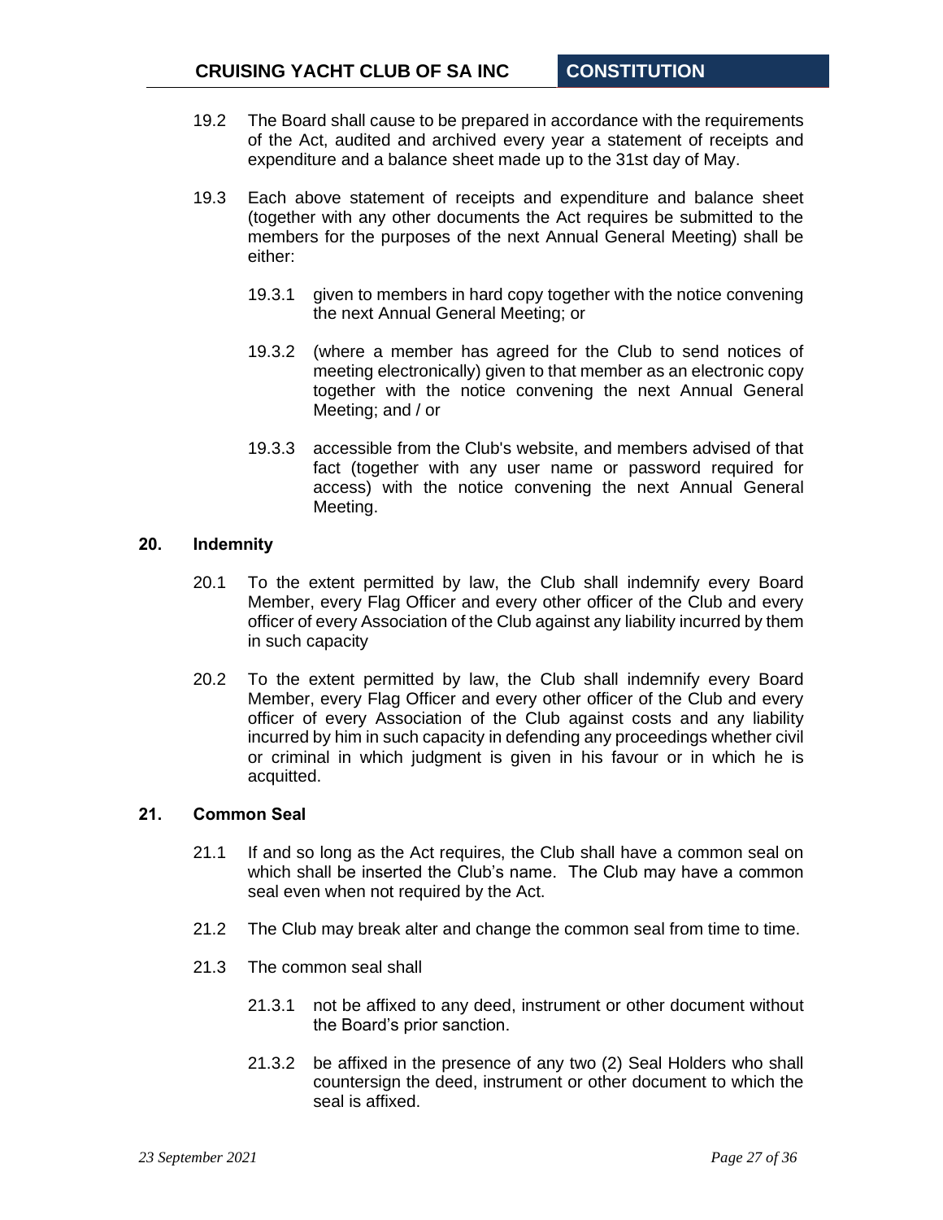19.2 The Board shall cause to be prepared in accordance with the requirements of the Act, audited and archived every year a statement of receipts and expenditure and a balance sheet made up to the 31st day of May.

19.3 Each above statement of receipts and expenditure and balance sheet (together with any other documents the Act requires be submitted to the members for the purposes of the next Annual General Meeting) shall be either:

19.3.1 given to members in hard copy together with the notice convening the next Annual General Meeting; or

19.3.2 (where a member has agreed for the Club to send notices of meeting electronically) given to that member as an electronic copy together with the notice convening the next Annual General Meeting; and / or

19.3.3 accessible from the Club's website, and members advised of that fact (together with any user name or password required for access) with the notice convening the next Annual General Meeting.

## 20. Indemnity

20.1 To the extent permitted by law, the Club shall indemnify every Board Member, every Flag Officer and every other officer of the Club and every officer of every Association of the Club against any liability incurred by them in such capacity

20.2 To the extent permitted by law, the Club shall indemnify every Board Member, every Flag Officer and every other officer of the Club and every officer of every Association of the Club against costs and any liability incurred by him in such capacity in defending any proceedings whether civil or criminal in which judgment is given in his favour or in which he is acquitted.

## 21. Common Seal

21.1 If and so long as the Act requires, the Club shall have a common seal on which shall be inserted the Club's name. The Club may have a common seal even when not required by the Act.

21.2 The Club may break alter and change the common seal from time to time.

21.3 The common seal shall

21.3.1 not be affixed to any deed, instrument or other document without the Board's prior sanction.

21.3.2 be affixed in the presence of any two (2) Seal Holders who shall countersign the deed, instrument or other document to which the seal is affixed.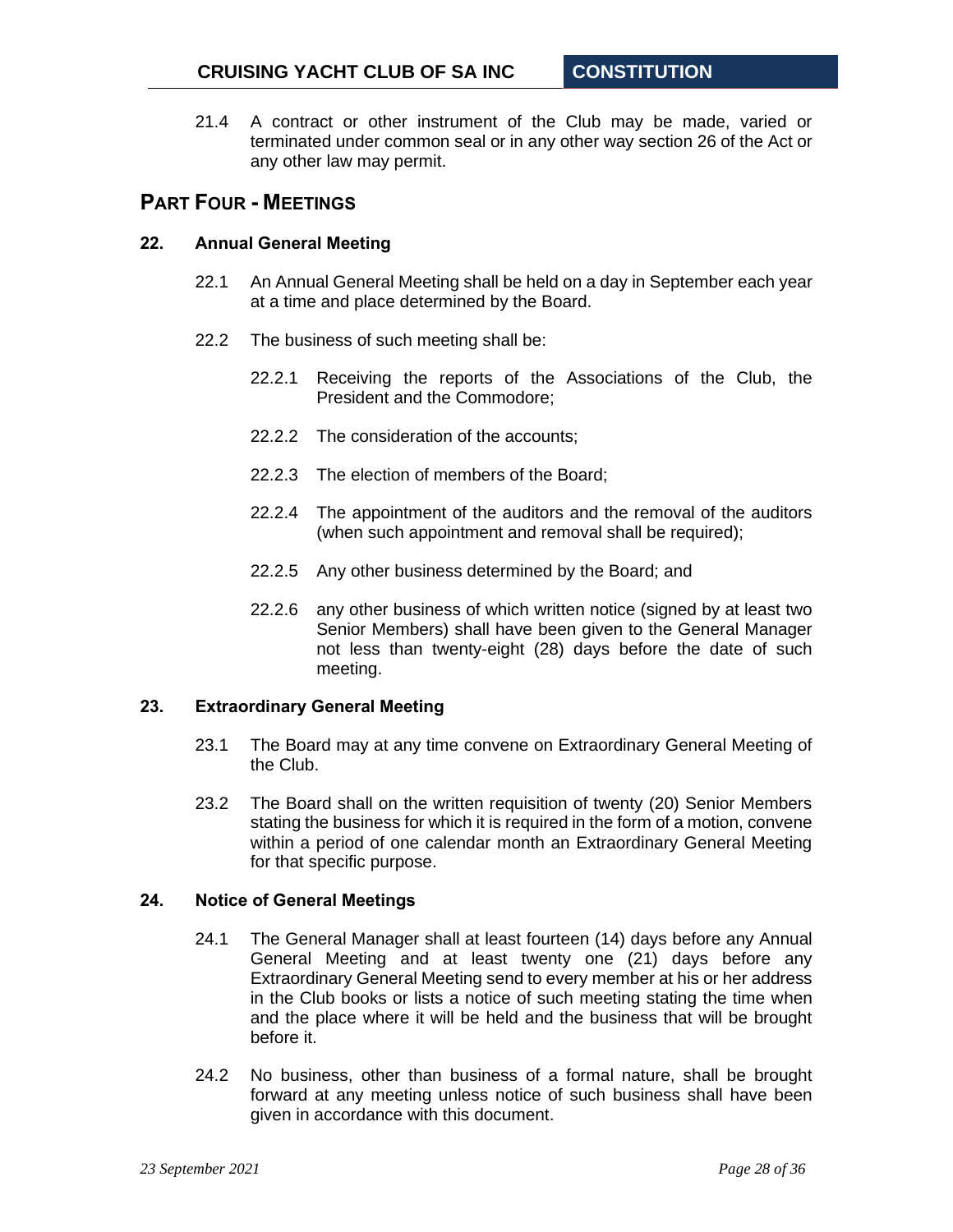21.4 A contract or other instrument of the Club may be made, varied or terminated under common seal or in any other way section 26 of the Act or any other law may permit.

## PART FOUR - MEETINGS

### 22. Annual General Meeting

22.1 An Annual General Meeting shall be held on a day in September each year at a time and place determined by the Board.

22.2 The business of such meeting shall be:

22.2.1 Receiving the reports of the Associations of the Club, the President and the Commodore;

22.2.2 The consideration of the accounts;

22.2.3 The election of members of the Board;

22.2.4 The appointment of the auditors and the removal of the auditors (when such appointment and removal shall be required);

22.2.5 Any other business determined by the Board; and

22.2.6 any other business of which written notice (signed by at least two Senior Members) shall have been given to the General Manager not less than twenty-eight (28) days before the date of such meeting.

### 23. Extraordinary General Meeting

23.1 The Board may at any time convene on Extraordinary General Meeting of the Club.

23.2 The Board shall on the written requisition of twenty (20) Senior Members stating the business for which it is required in the form of a motion, convene within a period of one calendar month an Extraordinary General Meeting for that specific purpose.

### 24. Notice of General Meetings

24.1 The General Manager shall at least fourteen (14) days before any Annual General Meeting and at least twenty one (21) days before any Extraordinary General Meeting send to every member at his or her address in the Club books or lists a notice of such meeting stating the time when and the place where it will be held and the business that will be brought before it.

24.2 No business, other than business of a formal nature, shall be brought forward at any meeting unless notice of such business shall have been given in accordance with this document.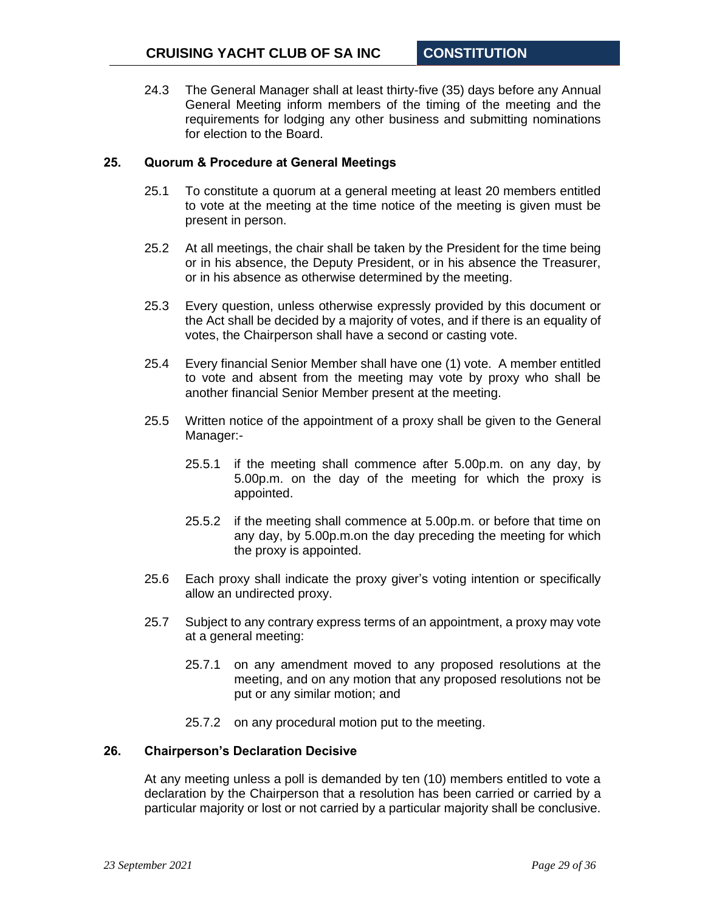24.3 The General Manager shall at least thirty-five (35) days before any Annual General Meeting inform members of the timing of the meeting and the requirements for lodging any other business and submitting nominations for election to the Board.

## 25. Quorum & Procedure at General Meetings

25.1 To constitute a quorum at a general meeting at least 20 members entitled to vote at the meeting at the time notice of the meeting is given must be present in person.

25.2 At all meetings, the chair shall be taken by the President for the time being or in his absence, the Deputy President, or in his absence the Treasurer, or in his absence as otherwise determined by the meeting.

25.3 Every question, unless otherwise expressly provided by this document or the Act shall be decided by a majority of votes, and if there is an equality of votes, the Chairperson shall have a second or casting vote.

25.4 Every financial Senior Member shall have one (1) vote. A member entitled to vote and absent from the meeting may vote by proxy who shall be another financial Senior Member present at the meeting.

25.5 Written notice of the appointment of a proxy shall be given to the General Manager:-

25.5.1 if the meeting shall commence after 5.00p.m. on any day, by 5.00p.m. on the day of the meeting for which the proxy is appointed.

25.5.2 if the meeting shall commence at 5.00p.m. or before that time on any day, by 5.00p.m.on the day preceding the meeting for which the proxy is appointed.

25.6 Each proxy shall indicate the proxy giver's voting intention or specifically allow an undirected proxy.

25.7 Subject to any contrary express terms of an appointment, a proxy may vote at a general meeting:

25.7.1 on any amendment moved to any proposed resolutions at the meeting, and on any motion that any proposed resolutions not be put or any similar motion; and

25.7.2 on any procedural motion put to the meeting.

## 26. Chairperson's Declaration Decisive

At any meeting unless a poll is demanded by ten (10) members entitled to vote a declaration by the Chairperson that a resolution has been carried or carried by a particular majority or lost or not carried by a particular majority shall be conclusive.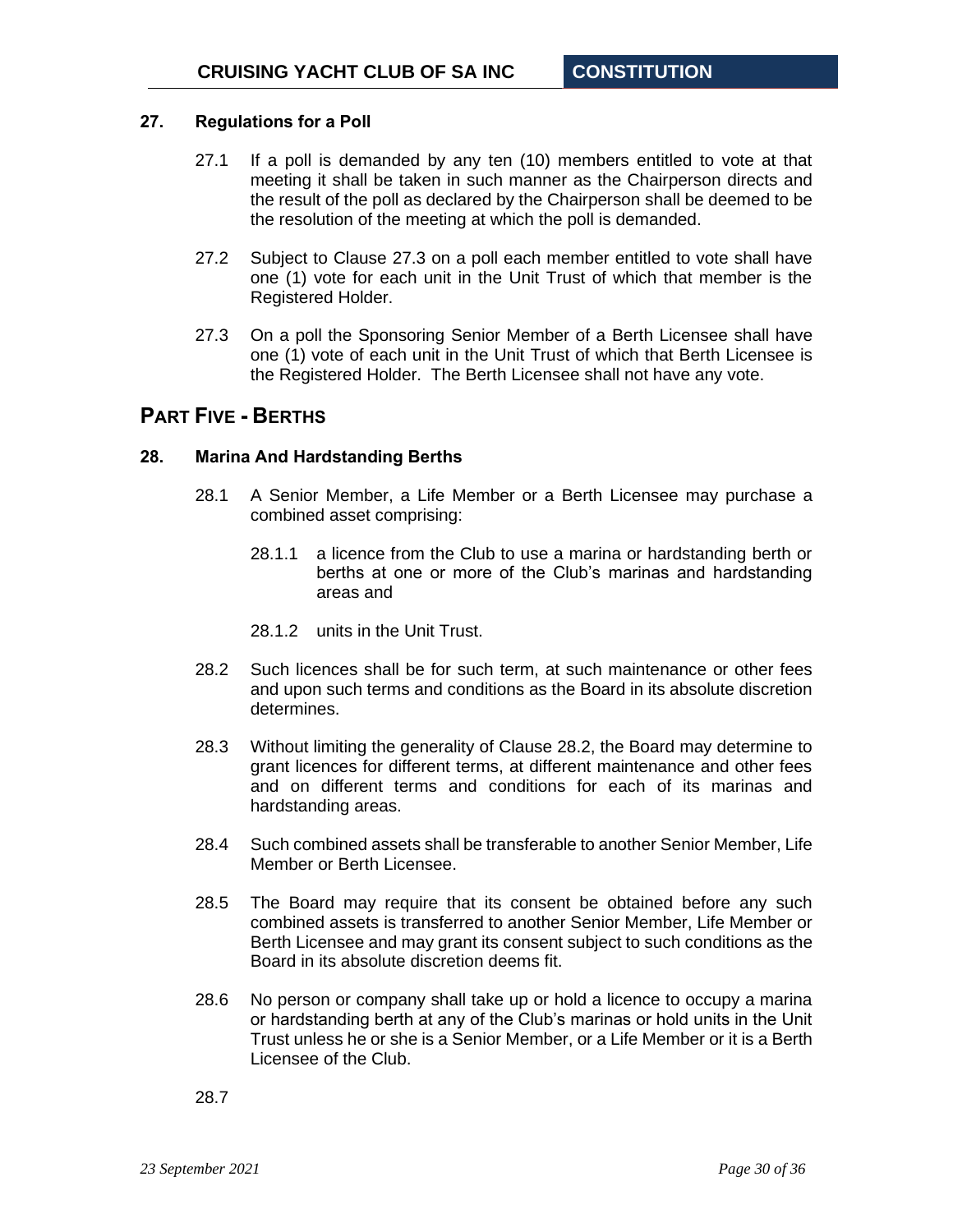### 27. Regulations for a Poll

27.1 If a poll is demanded by any ten (10) members entitled to vote at that meeting it shall be taken in such manner as the Chairperson directs and the result of the poll as declared by the Chairperson shall be deemed to be the resolution of the meeting at which the poll is demanded.

27.2 Subject to Clause 27.3 on a poll each member entitled to vote shall have one (1) vote for each unit in the Unit Trust of which that member is the Registered Holder.

27.3 On a poll the Sponsoring Senior Member of a Berth Licensee shall have one (1) vote of each unit in the Unit Trust of which that Berth Licensee is the Registered Holder. The Berth Licensee shall not have any vote.

## PART FIVE - BERTHS

### 28. Marina And Hardstanding Berths

28.1 A Senior Member, a Life Member or a Berth Licensee may purchase a combined asset comprising:

28.1.1 a licence from the Club to use a marina or hardstanding berth or berths at one or more of the Club's marinas and hardstanding areas and

28.1.2 units in the Unit Trust.

28.2 Such licences shall be for such term, at such maintenance or other fees and upon such terms and conditions as the Board in its absolute discretion determines.

28.3 Without limiting the generality of Clause 28.2, the Board may determine to grant licences for different terms, at different maintenance and other fees and on different terms and conditions for each of its marinas and hardstanding areas.

28.4 Such combined assets shall be transferable to another Senior Member, Life Member or Berth Licensee.

28.5 The Board may require that its consent be obtained before any such combined assets is transferred to another Senior Member, Life Member or Berth Licensee and may grant its consent subject to such conditions as the Board in its absolute discretion deems fit.

28.6 No person or company shall take up or hold a licence to occupy a marina or hardstanding berth at any of the Club's marinas or hold units in the Unit Trust unless he or she is a Senior Member, or a Life Member or it is a Berth Licensee of the Club.

28.7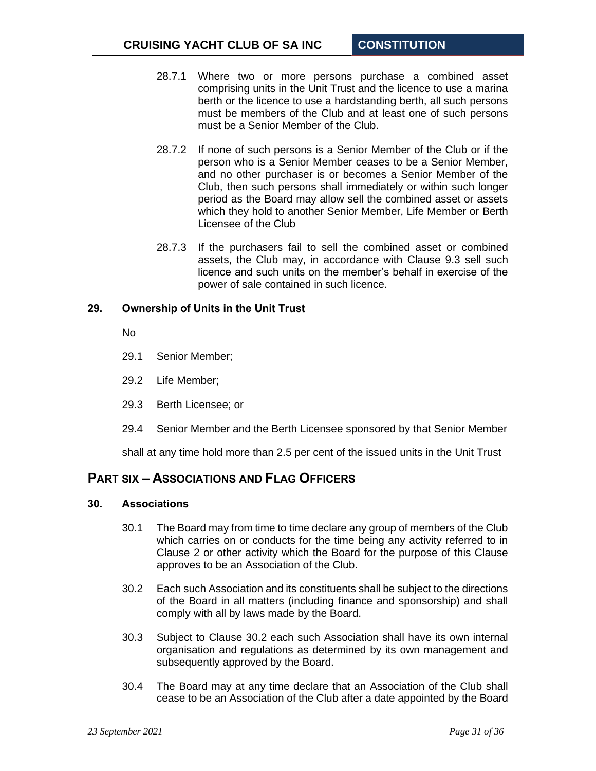28.7.1 Where two or more persons purchase a combined asset comprising units in the Unit Trust and the licence to use a marina berth or the licence to use a hardstanding berth, all such persons must be members of the Club and at least one of such persons must be a Senior Member of the Club.

28.7.2 If none of such persons is a Senior Member of the Club or if the person who is a Senior Member ceases to be a Senior Member, and no other purchaser is or becomes a Senior Member of the Club, then such persons shall immediately or within such longer period as the Board may allow sell the combined asset or assets which they hold to another Senior Member, Life Member or Berth Licensee of the Club

28.7.3 If the purchasers fail to sell the combined asset or combined assets, the Club may, in accordance with Clause 9.3 sell such licence and such units on the member's behalf in exercise of the power of sale contained in such licence.

### 29. Ownership of Units in the Unit Trust

No

29.1 Senior Member;

29.2 Life Member;

29.3 Berth Licensee; or

29.4 Senior Member and the Berth Licensee sponsored by that Senior Member

shall at any time hold more than 2.5 per cent of the issued units in the Unit Trust

## PART SIX – ASSOCIATIONS AND FLAG OFFICERS

### 30. Associations

30.1 The Board may from time to time declare any group of members of the Club which carries on or conducts for the time being any activity referred to in Clause 2 or other activity which the Board for the purpose of this Clause approves to be an Association of the Club.

30.2 Each such Association and its constituents shall be subject to the directions of the Board in all matters (including finance and sponsorship) and shall comply with all by laws made by the Board.

30.3 Subject to Clause 30.2 each such Association shall have its own internal organisation and regulations as determined by its own management and subsequently approved by the Board.

30.4 The Board may at any time declare that an Association of the Club shall cease to be an Association of the Club after a date appointed by the Board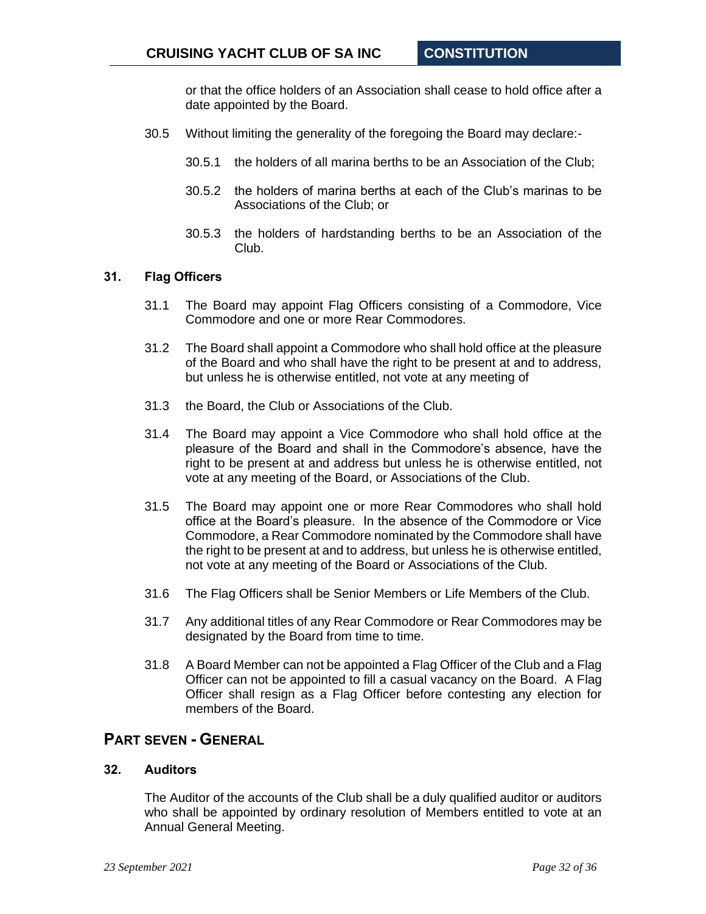or that the office holders of an Association shall cease to hold office after a date appointed by the Board.

30.5 Without limiting the generality of the foregoing the Board may declare:-

30.5.1 the holders of all marina berths to be an Association of the Club;

30.5.2 the holders of marina berths at each of the Club's marinas to be Associations of the Club; or

30.5.3 the holders of hardstanding berths to be an Association of the Club.

### 31. Flag Officers

31.1 The Board may appoint Flag Officers consisting of a Commodore, Vice Commodore and one or more Rear Commodores.

31.2 The Board shall appoint a Commodore who shall hold office at the pleasure of the Board and who shall have the right to be present at and to address, but unless he is otherwise entitled, not vote at any meeting of

31.3 the Board, the Club or Associations of the Club.

31.4 The Board may appoint a Vice Commodore who shall hold office at the pleasure of the Board and shall in the Commodore's absence, have the right to be present at and address but unless he is otherwise entitled, not vote at any meeting of the Board, or Associations of the Club.

31.5 The Board may appoint one or more Rear Commodores who shall hold office at the Board's pleasure. In the absence of the Commodore or Vice Commodore, a Rear Commodore nominated by the Commodore shall have the right to be present at and to address, but unless he is otherwise entitled, not vote at any meeting of the Board or Associations of the Club.

31.6 The Flag Officers shall be Senior Members or Life Members of the Club.

31.7 Any additional titles of any Rear Commodore or Rear Commodores may be designated by the Board from time to time.

31.8 A Board Member can not be appointed a Flag Officer of the Club and a Flag Officer can not be appointed to fill a casual vacancy on the Board. A Flag Officer shall resign as a Flag Officer before contesting any election for members of the Board.

## PART SEVEN - GENERAL

### 32. Auditors

The Auditor of the accounts of the Club shall be a duly qualified auditor or auditors who shall be appointed by ordinary resolution of Members entitled to vote at an Annual General Meeting.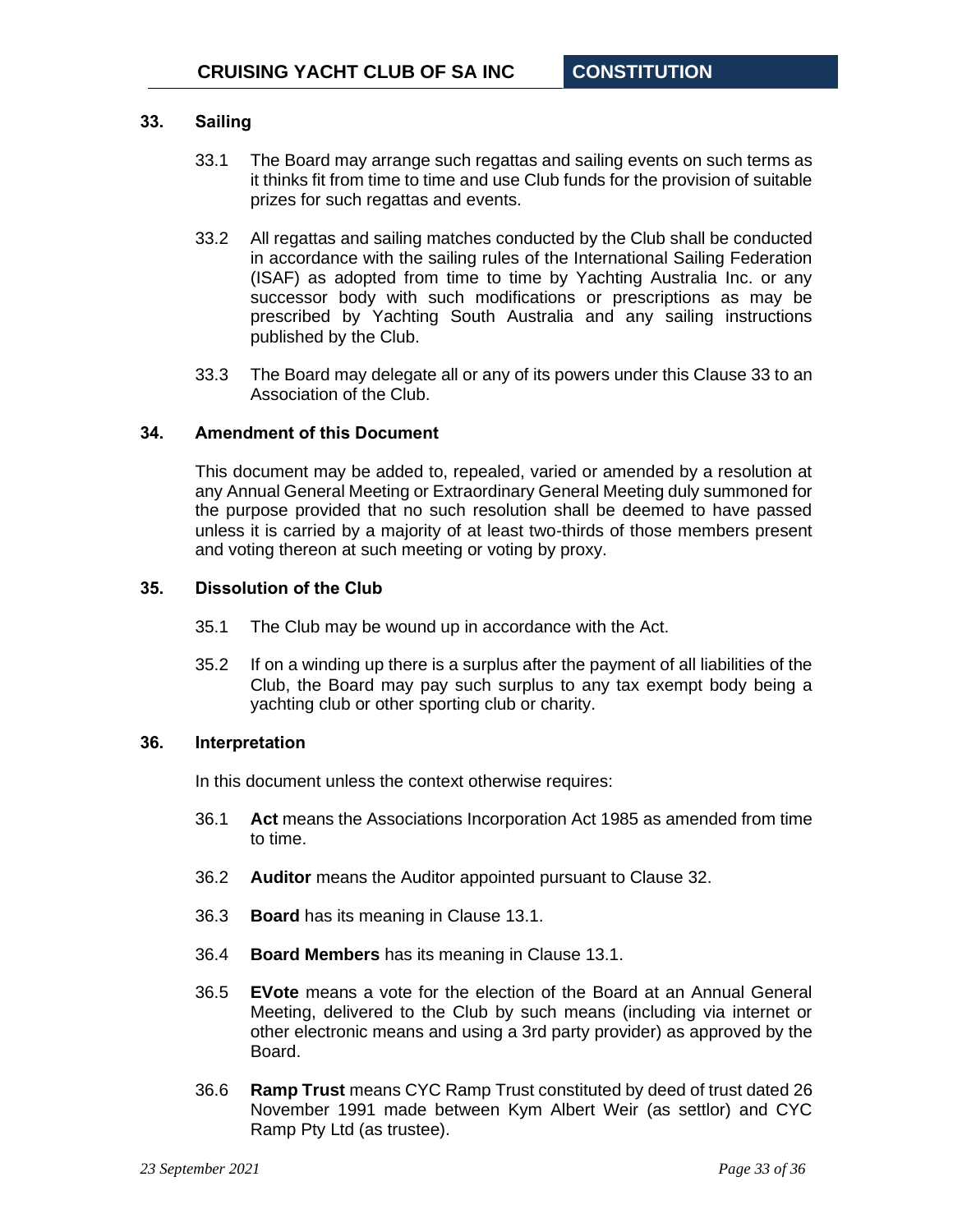## 33. Sailing

33.1 The Board may arrange such regattas and sailing events on such terms as it thinks fit from time to time and use Club funds for the provision of suitable prizes for such regattas and events.

33.2 All regattas and sailing matches conducted by the Club shall be conducted in accordance with the sailing rules of the International Sailing Federation (ISAF) as adopted from time to time by Yachting Australia Inc. or any successor body with such modifications or prescriptions as may be prescribed by Yachting South Australia and any sailing instructions published by the Club.

33.3 The Board may delegate all or any of its powers under this Clause 33 to an Association of the Club.

## 34. Amendment of this Document

This document may be added to, repealed, varied or amended by a resolution at any Annual General Meeting or Extraordinary General Meeting duly summoned for the purpose provided that no such resolution shall be deemed to have passed unless it is carried by a majority of at least two-thirds of those members present and voting thereon at such meeting or voting by proxy.

## 35. Dissolution of the Club

35.1 The Club may be wound up in accordance with the Act.

35.2 If on a winding up there is a surplus after the payment of all liabilities of the Club, the Board may pay such surplus to any tax exempt body being a yachting club or other sporting club or charity.

## 36. Interpretation

In this document unless the context otherwise requires:

36.1 **Act** means the Associations Incorporation Act 1985 as amended from time to time.

36.2 **Auditor** means the Auditor appointed pursuant to Clause 32.

36.3 **Board** has its meaning in Clause 13.1.

36.4 **Board Members** has its meaning in Clause 13.1.

36.5 **EVote** means a vote for the election of the Board at an Annual General Meeting, delivered to the Club by such means (including via internet or other electronic means and using a 3rd party provider) as approved by the Board.

36.6 **Ramp Trust** means CYC Ramp Trust constituted by deed of trust dated 26 November 1991 made between Kym Albert Weir (as settlor) and CYC Ramp Pty Ltd (as trustee).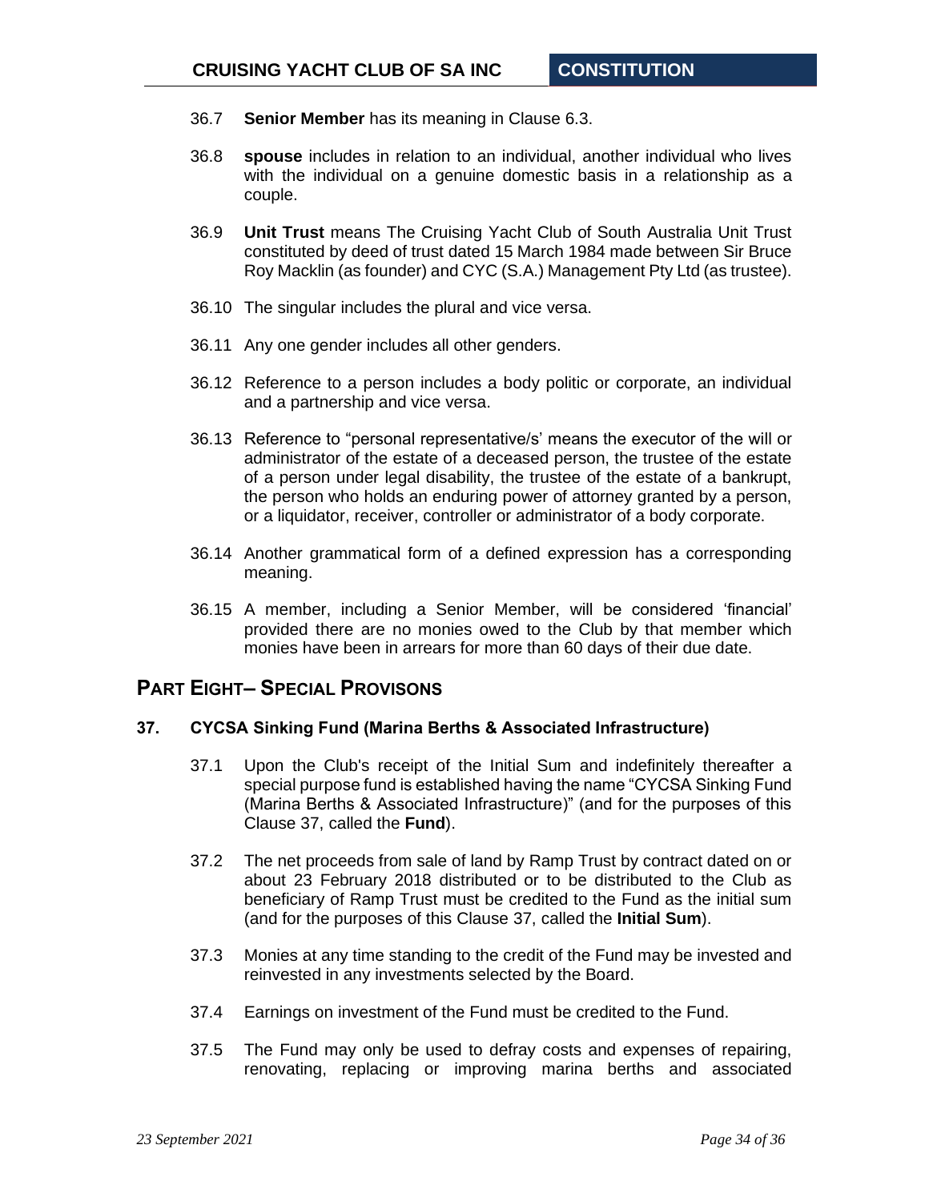36.7 **Senior Member** has its meaning in Clause 6.3.

36.8 **spouse** includes in relation to an individual, another individual who lives with the individual on a genuine domestic basis in a relationship as a couple.

36.9 **Unit Trust** means The Cruising Yacht Club of South Australia Unit Trust constituted by deed of trust dated 15 March 1984 made between Sir Bruce Roy Macklin (as founder) and CYC (S.A.) Management Pty Ltd (as trustee).

36.10 The singular includes the plural and vice versa.

36.11 Any one gender includes all other genders.

36.12 Reference to a person includes a body politic or corporate, an individual and a partnership and vice versa.

36.13 Reference to "personal representative/s' means the executor of the will or administrator of the estate of a deceased person, the trustee of the estate of a person under legal disability, the trustee of the estate of a bankrupt, the person who holds an enduring power of attorney granted by a person, or a liquidator, receiver, controller or administrator of a body corporate.

36.14 Another grammatical form of a defined expression has a corresponding meaning.

36.15 A member, including a Senior Member, will be considered 'financial' provided there are no monies owed to the Club by that member which monies have been in arrears for more than 60 days of their due date.

## PART EIGHT– SPECIAL PROVISONS

### 37. CYCSA Sinking Fund (Marina Berths & Associated Infrastructure)

37.1 Upon the Club's receipt of the Initial Sum and indefinitely thereafter a special purpose fund is established having the name "CYCSA Sinking Fund (Marina Berths & Associated Infrastructure)" (and for the purposes of this Clause 37, called the **Fund**).

37.2 The net proceeds from sale of land by Ramp Trust by contract dated on or about 23 February 2018 distributed or to be distributed to the Club as beneficiary of Ramp Trust must be credited to the Fund as the initial sum (and for the purposes of this Clause 37, called the **Initial Sum**).

37.3 Monies at any time standing to the credit of the Fund may be invested and reinvested in any investments selected by the Board.

37.4 Earnings on investment of the Fund must be credited to the Fund.

37.5 The Fund may only be used to defray costs and expenses of repairing, renovating, replacing or improving marina berths and associated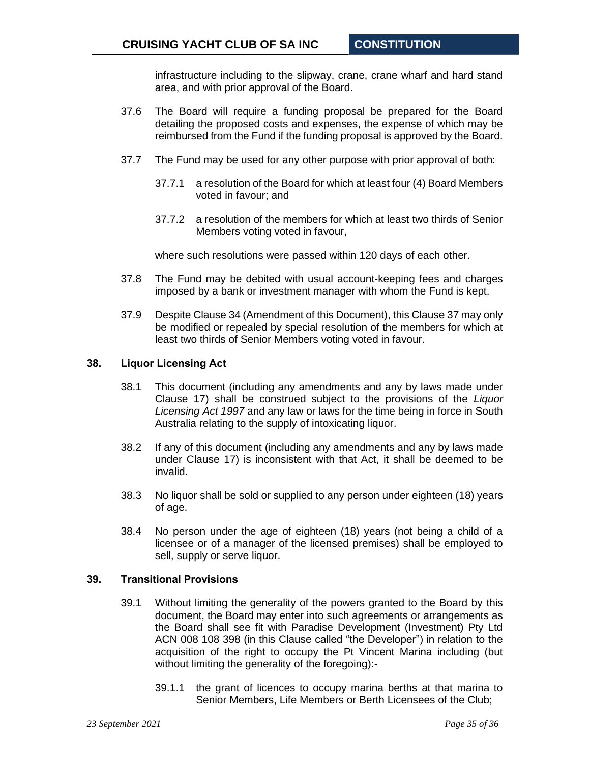infrastructure including to the slipway, crane, crane wharf and hard stand area, and with prior approval of the Board.

37.6 The Board will require a funding proposal be prepared for the Board detailing the proposed costs and expenses, the expense of which may be reimbursed from the Fund if the funding proposal is approved by the Board.

37.7 The Fund may be used for any other purpose with prior approval of both:

37.7.1 a resolution of the Board for which at least four (4) Board Members voted in favour; and

37.7.2 a resolution of the members for which at least two thirds of Senior Members voting voted in favour,

where such resolutions were passed within 120 days of each other.

37.8 The Fund may be debited with usual account-keeping fees and charges imposed by a bank or investment manager with whom the Fund is kept.

37.9 Despite Clause 34 (Amendment of this Document), this Clause 37 may only be modified or repealed by special resolution of the members for which at least two thirds of Senior Members voting voted in favour.

## 38. Liquor Licensing Act

38.1 This document (including any amendments and any by laws made under Clause 17) shall be construed subject to the provisions of the *Liquor Licensing Act 1997* and any law or laws for the time being in force in South Australia relating to the supply of intoxicating liquor.

38.2 If any of this document (including any amendments and any by laws made under Clause 17) is inconsistent with that Act, it shall be deemed to be invalid.

38.3 No liquor shall be sold or supplied to any person under eighteen (18) years of age.

38.4 No person under the age of eighteen (18) years (not being a child of a licensee or of a manager of the licensed premises) shall be employed to sell, supply or serve liquor.

## 39. Transitional Provisions

39.1 Without limiting the generality of the powers granted to the Board by this document, the Board may enter into such agreements or arrangements as the Board shall see fit with Paradise Development (Investment) Pty Ltd ACN 008 108 398 (in this Clause called "the Developer") in relation to the acquisition of the right to occupy the Pt Vincent Marina including (but without limiting the generality of the foregoing):-

39.1.1 the grant of licences to occupy marina berths at that marina to Senior Members, Life Members or Berth Licensees of the Club;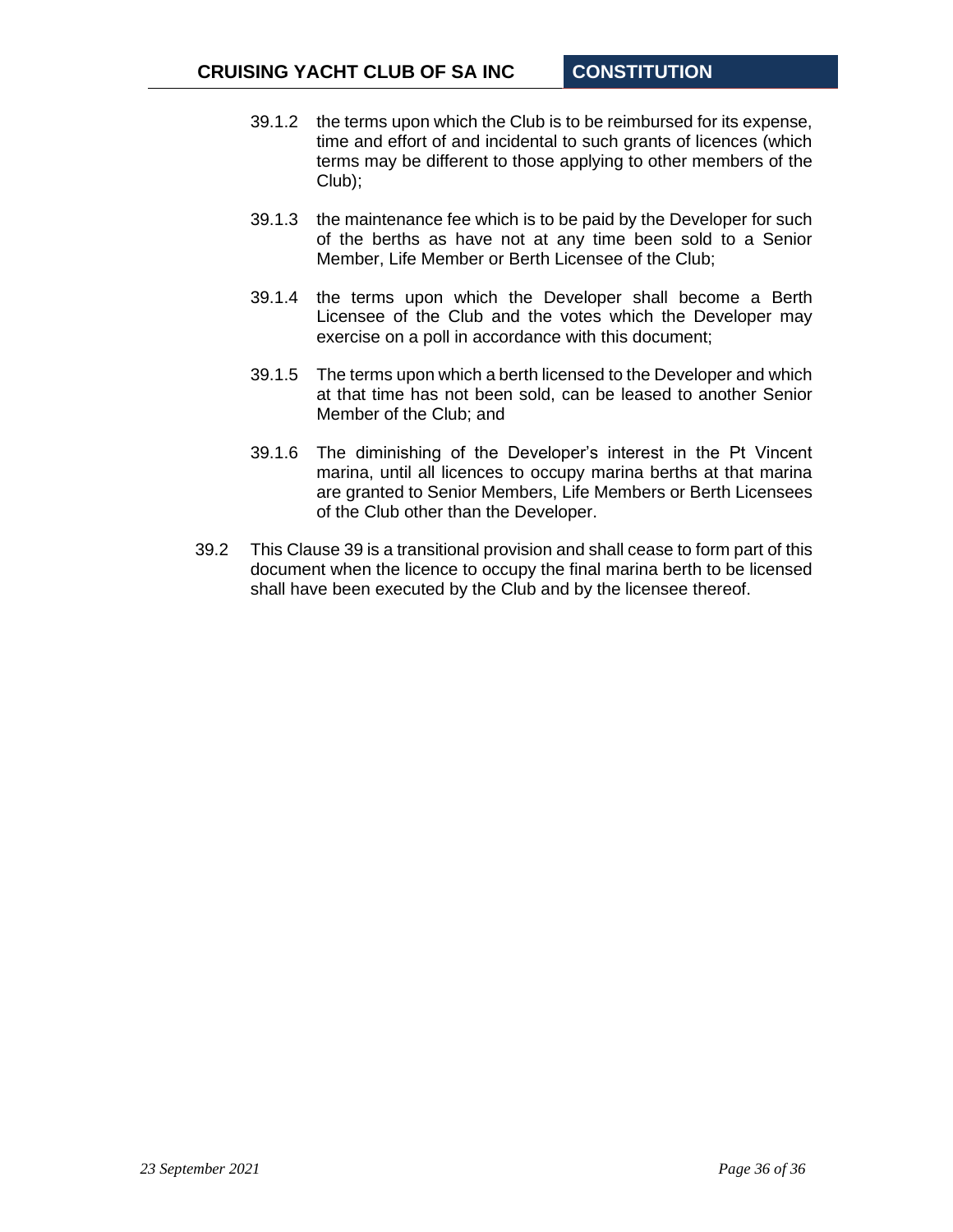39.1.2 the terms upon which the Club is to be reimbursed for its expense, time and effort of and incidental to such grants of licences (which terms may be different to those applying to other members of the Club);

39.1.3 the maintenance fee which is to be paid by the Developer for such of the berths as have not at any time been sold to a Senior Member, Life Member or Berth Licensee of the Club;

39.1.4 the terms upon which the Developer shall become a Berth Licensee of the Club and the votes which the Developer may exercise on a poll in accordance with this document;

39.1.5 The terms upon which a berth licensed to the Developer and which at that time has not been sold, can be leased to another Senior Member of the Club; and

39.1.6 The diminishing of the Developer's interest in the Pt Vincent marina, until all licences to occupy marina berths at that marina are granted to Senior Members, Life Members or Berth Licensees of the Club other than the Developer.

39.2 This Clause 39 is a transitional provision and shall cease to form part of this document when the licence to occupy the final marina berth to be licensed shall have been executed by the Club and by the licensee thereof.